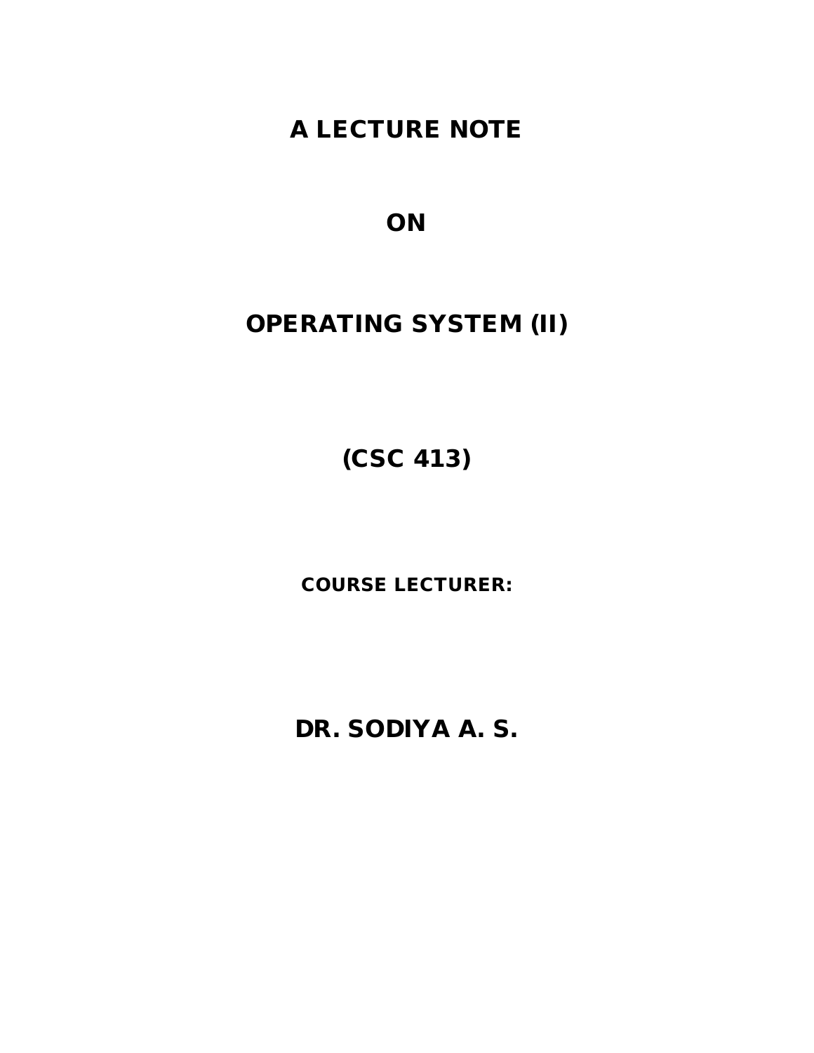# A LECTURE NOTE

# ON

# OPERATING SYSTEM (II)

# (CSC 413)

**COURSE LECTURER:**

## DR. SODIYA A. S.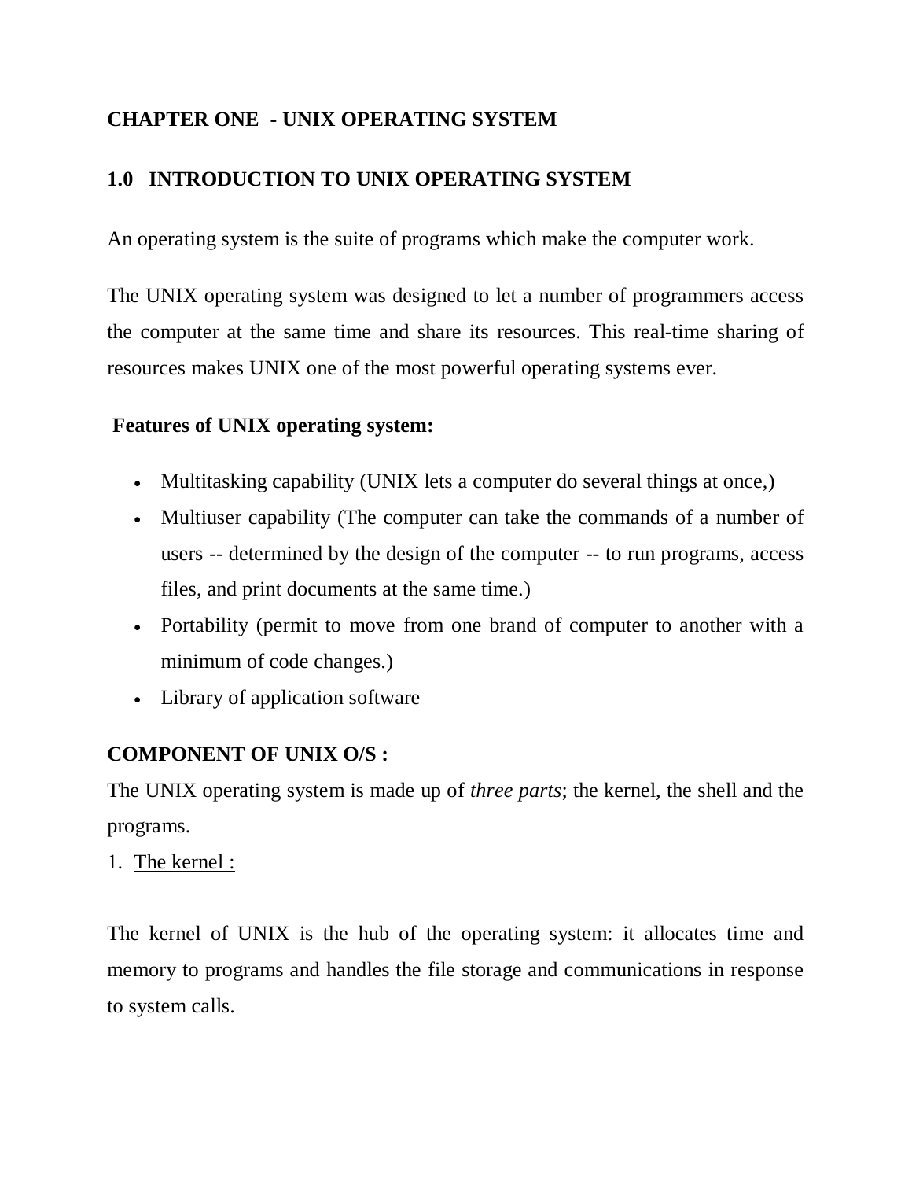# CHAPTER ONE - UNIX OPERATING SYSTEM

## 1.0 INTRODUCTION TO UNIX OPERATING SYSTEM

An operating system is the suite of programs which make the computer work.

The UNIX operating system was designed to let a number of programmers access the computer at the same time and share its resources. This real-time sharing of resources makes UNIX one of the most powerful operating systems ever.

**Features of UNIX operating system:**

- Multitasking capability (UNIX lets a computer do several things at once,)
- Multiuser capability (The computer can take the commands of a number of users -- determined by the design of the computer -- to run programs, access files, and print documents at the same time.)
- Portability (permit to move from one brand of computer to another with a minimum of code changes.)
- Library of application software

**COMPONENT OF UNIX O/S :**

The UNIX operating system is made up of *three parts*; the kernel, the shell and the programs.

1. The kernel :

The kernel of UNIX is the hub of the operating system: it allocates time and memory to programs and handles the file storage and communications in response to system calls.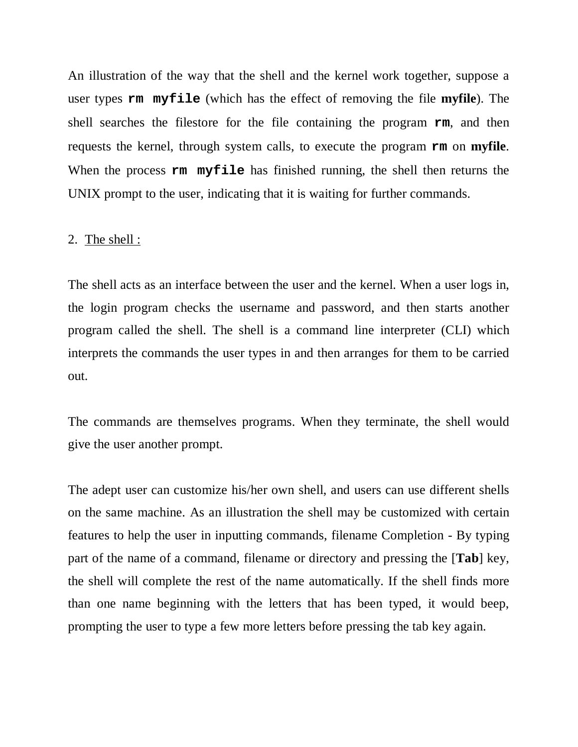An illustration of the way that the shell and the kernel work together, suppose a user types **`rm myfile`** (which has the effect of removing the file **myfile**). The shell searches the filestore for the file containing the program **`rm`**, and then requests the kernel, through system calls, to execute the program **`rm`** on **myfile**. When the process **`rm myfile`** has finished running, the shell then returns the UNIX prompt to the user, indicating that it is waiting for further commands.

2. <u>The shell :</u>

The shell acts as an interface between the user and the kernel. When a user logs in, the login program checks the username and password, and then starts another program called the shell. The shell is a command line interpreter (CLI) which interprets the commands the user types in and then arranges for them to be carried out.

The commands are themselves programs. When they terminate, the shell would give the user another prompt.

The adept user can customize his/her own shell, and users can use different shells on the same machine. As an illustration the shell may be customized with certain features to help the user in inputting commands, filename Completion - By typing part of the name of a command, filename or directory and pressing the [**Tab**] key, the shell will complete the rest of the name automatically. If the shell finds more than one name beginning with the letters that has been typed, it would beep, prompting the user to type a few more letters before pressing the tab key again.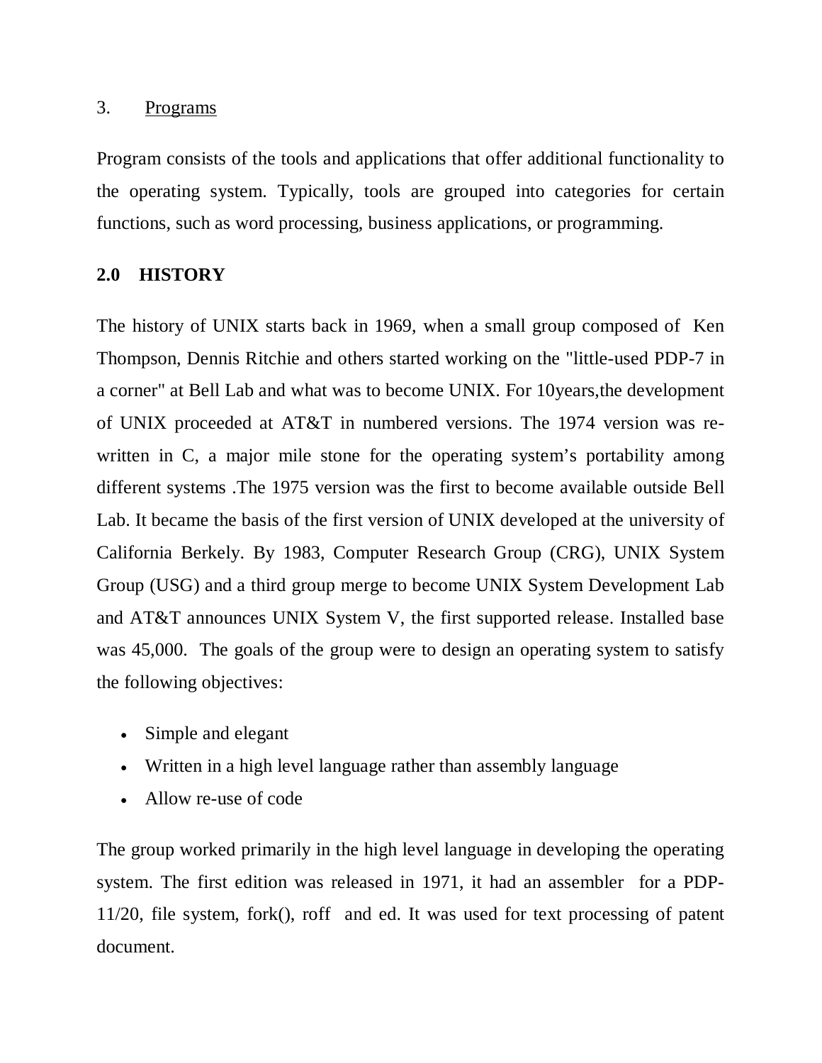3. <u>Programs</u>

Program consists of the tools and applications that offer additional functionality to the operating system. Typically, tools are grouped into categories for certain functions, such as word processing, business applications, or programming.

## 2.0 HISTORY

The history of UNIX starts back in 1969, when a small group composed of Ken Thompson, Dennis Ritchie and others started working on the "little-used PDP-7 in a corner" at Bell Lab and what was to become UNIX. For 10years,the development of UNIX proceeded at AT&T in numbered versions. The 1974 version was re-written in C, a major mile stone for the operating system's portability among different systems .The 1975 version was the first to become available outside Bell Lab. It became the basis of the first version of UNIX developed at the university of California Berkely. By 1983, Computer Research Group (CRG), UNIX System Group (USG) and a third group merge to become UNIX System Development Lab and AT&T announces UNIX System V, the first supported release. Installed base was 45,000. The goals of the group were to design an operating system to satisfy the following objectives:

- Simple and elegant
- Written in a high level language rather than assembly language
- Allow re-use of code

The group worked primarily in the high level language in developing the operating system. The first edition was released in 1971, it had an assembler for a PDP-11/20, file system, fork(), roff and ed. It was used for text processing of patent document.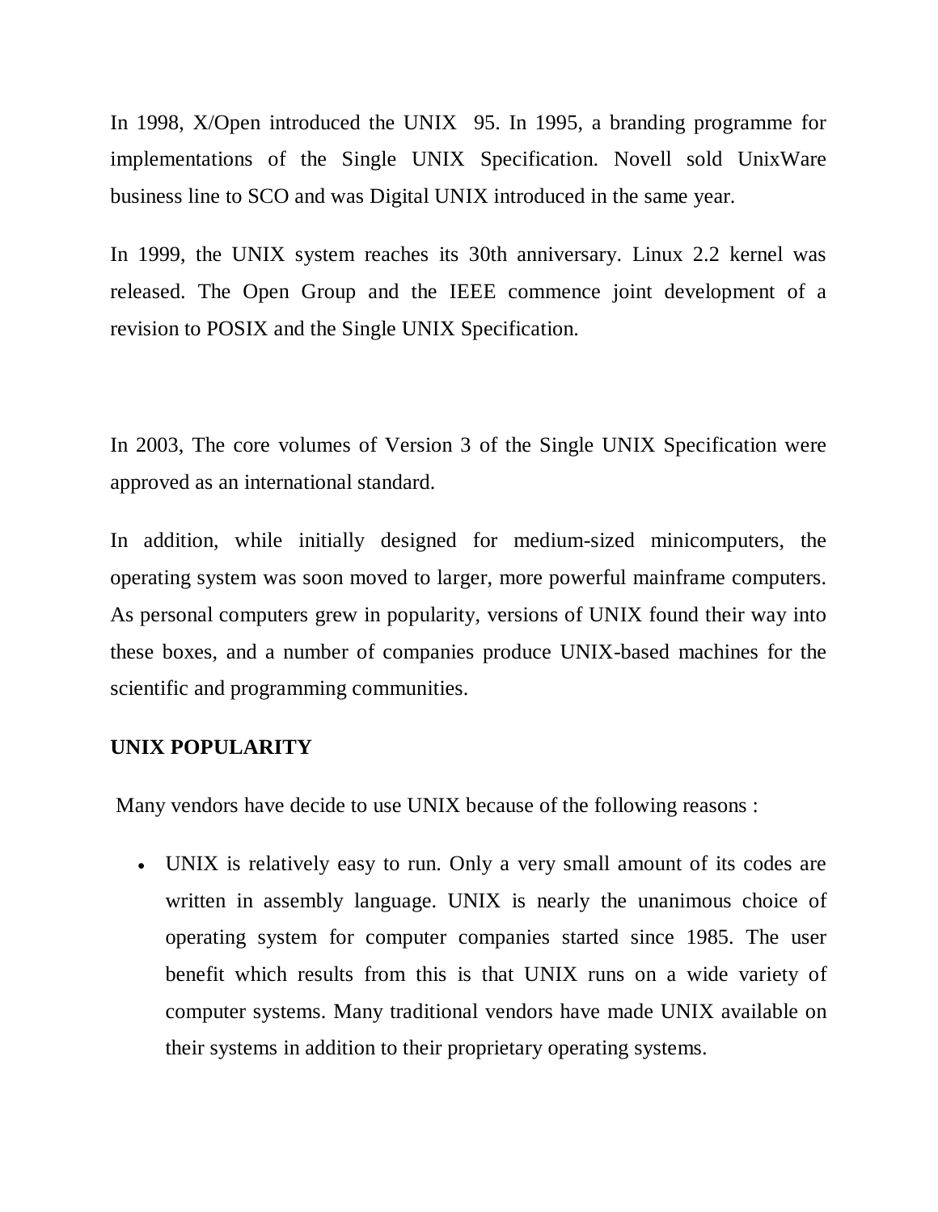In 1998, X/Open introduced the UNIX 95. In 1995, a branding programme for implementations of the Single UNIX Specification. Novell sold UnixWare business line to SCO and was Digital UNIX introduced in the same year.

In 1999, the UNIX system reaches its 30th anniversary. Linux 2.2 kernel was released. The Open Group and the IEEE commence joint development of a revision to POSIX and the Single UNIX Specification.

In 2003, The core volumes of Version 3 of the Single UNIX Specification were approved as an international standard.

In addition, while initially designed for medium-sized minicomputers, the operating system was soon moved to larger, more powerful mainframe computers. As personal computers grew in popularity, versions of UNIX found their way into these boxes, and a number of companies produce UNIX-based machines for the scientific and programming communities.

**UNIX POPULARITY**

Many vendors have decide to use UNIX because of the following reasons :

- UNIX is relatively easy to run. Only a very small amount of its codes are written in assembly language. UNIX is nearly the unanimous choice of operating system for computer companies started since 1985. The user benefit which results from this is that UNIX runs on a wide variety of computer systems. Many traditional vendors have made UNIX available on their systems in addition to their proprietary operating systems.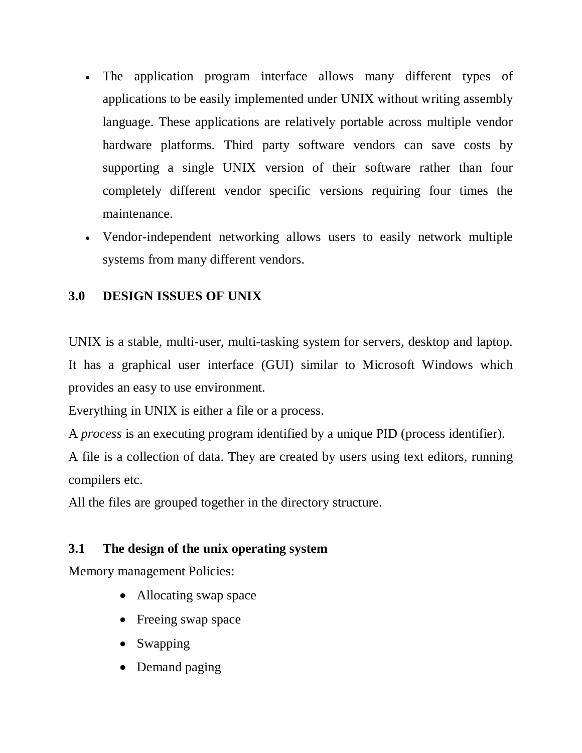- The application program interface allows many different types of applications to be easily implemented under UNIX without writing assembly language. These applications are relatively portable across multiple vendor hardware platforms. Third party software vendors can save costs by supporting a single UNIX version of their software rather than four completely different vendor specific versions requiring four times the maintenance.
- Vendor-independent networking allows users to easily network multiple systems from many different vendors.

## 3.0 DESIGN ISSUES OF UNIX

UNIX is a stable, multi-user, multi-tasking system for servers, desktop and laptop. It has a graphical user interface (GUI) similar to Microsoft Windows which provides an easy to use environment.

Everything in UNIX is either a file or a process.

A *process* is an executing program identified by a unique PID (process identifier).

A file is a collection of data. They are created by users using text editors, running compilers etc.

All the files are grouped together in the directory structure.

### 3.1 The design of the unix operating system

Memory management Policies:

- Allocating swap space
- Freeing swap space
- Swapping
- Demand paging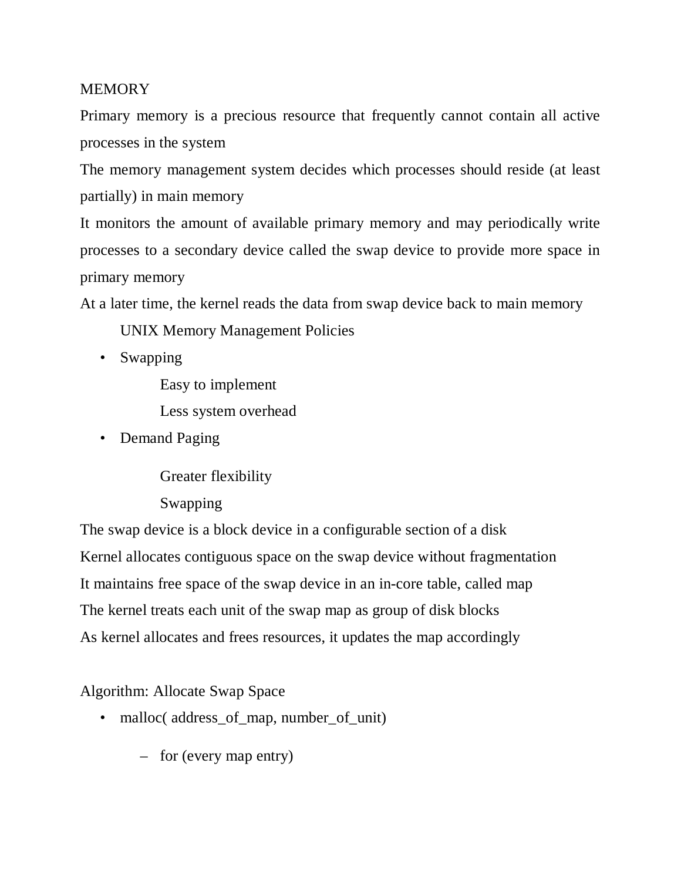MEMORY

Primary memory is a precious resource that frequently cannot contain all active processes in the system

The memory management system decides which processes should reside (at least partially) in main memory

It monitors the amount of available primary memory and may periodically write processes to a secondary device called the swap device to provide more space in primary memory

At a later time, the kernel reads the data from swap device back to main memory

UNIX Memory Management Policies

- Swapping
  - Easy to implement
  - Less system overhead
- Demand Paging
  - Greater flexibility

Swapping

The swap device is a block device in a configurable section of a disk

Kernel allocates contiguous space on the swap device without fragmentation

It maintains free space of the swap device in an in-core table, called map

The kernel treats each unit of the swap map as group of disk blocks

As kernel allocates and frees resources, it updates the map accordingly

Algorithm: Allocate Swap Space

- malloc( address_of_map, number_of_unit)
  - for (every map entry)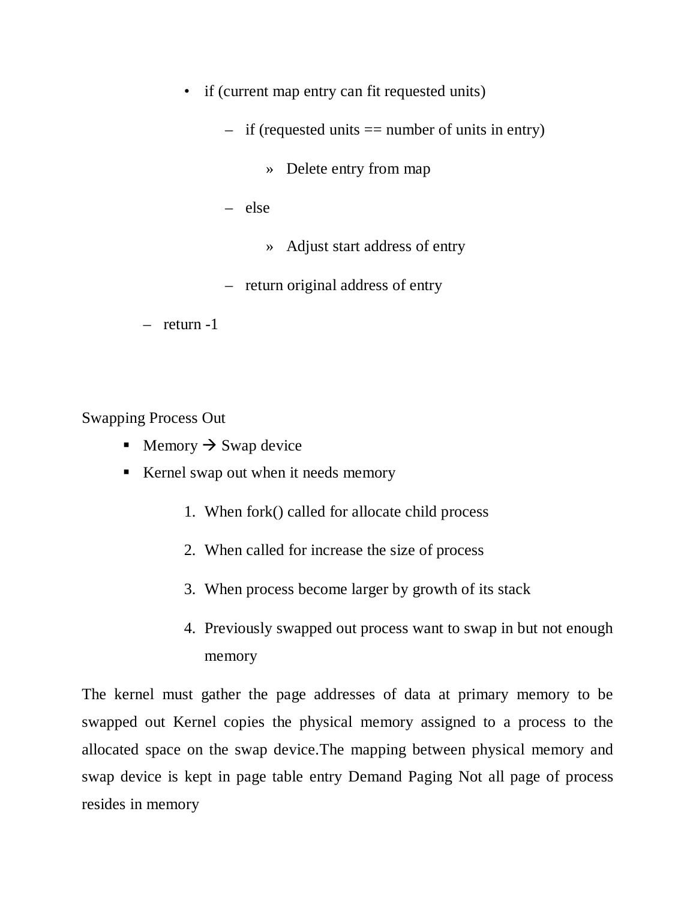- if (current map entry can fit requested units)
  - if (requested units == number of units in entry)
    - Delete entry from map
  - else
    - Adjust start address of entry
  - return original address of entry
- return -1

Swapping Process Out

- Memory → Swap device
- Kernel swap out when it needs memory
  1. When fork() called for allocate child process
  2. When called for increase the size of process
  3. When process become larger by growth of its stack
  4. Previously swapped out process want to swap in but not enough memory

The kernel must gather the page addresses of data at primary memory to be swapped out Kernel copies the physical memory assigned to a process to the allocated space on the swap device.The mapping between physical memory and swap device is kept in page table entry Demand Paging Not all page of process resides in memory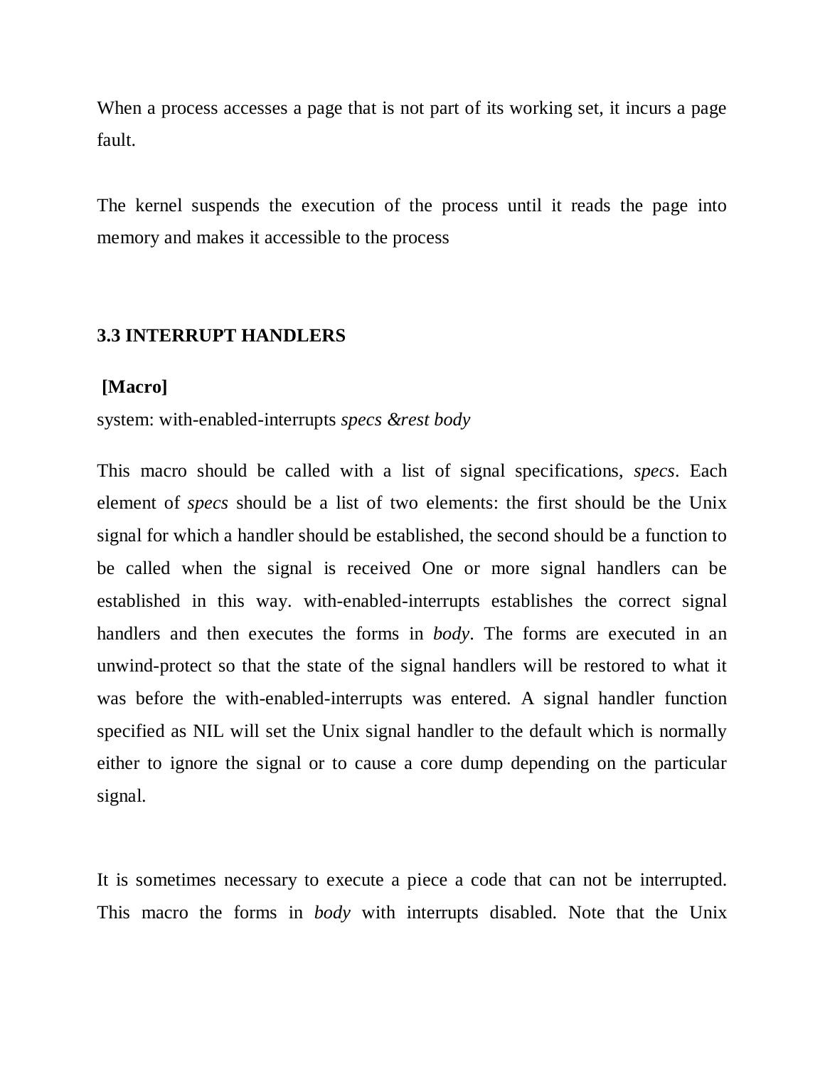When a process accesses a page that is not part of its working set, it incurs a page fault.

The kernel suspends the execution of the process until it reads the page into memory and makes it accessible to the process

### 3.3 INTERRUPT HANDLERS

**[Macro]**

system: with-enabled-interrupts *specs &rest body*

This macro should be called with a list of signal specifications, *specs*. Each element of *specs* should be a list of two elements: the first should be the Unix signal for which a handler should be established, the second should be a function to be called when the signal is received One or more signal handlers can be established in this way. with-enabled-interrupts establishes the correct signal handlers and then executes the forms in *body*. The forms are executed in an unwind-protect so that the state of the signal handlers will be restored to what it was before the with-enabled-interrupts was entered. A signal handler function specified as NIL will set the Unix signal handler to the default which is normally either to ignore the signal or to cause a core dump depending on the particular signal.

It is sometimes necessary to execute a piece a code that can not be interrupted. This macro the forms in *body* with interrupts disabled. Note that the Unix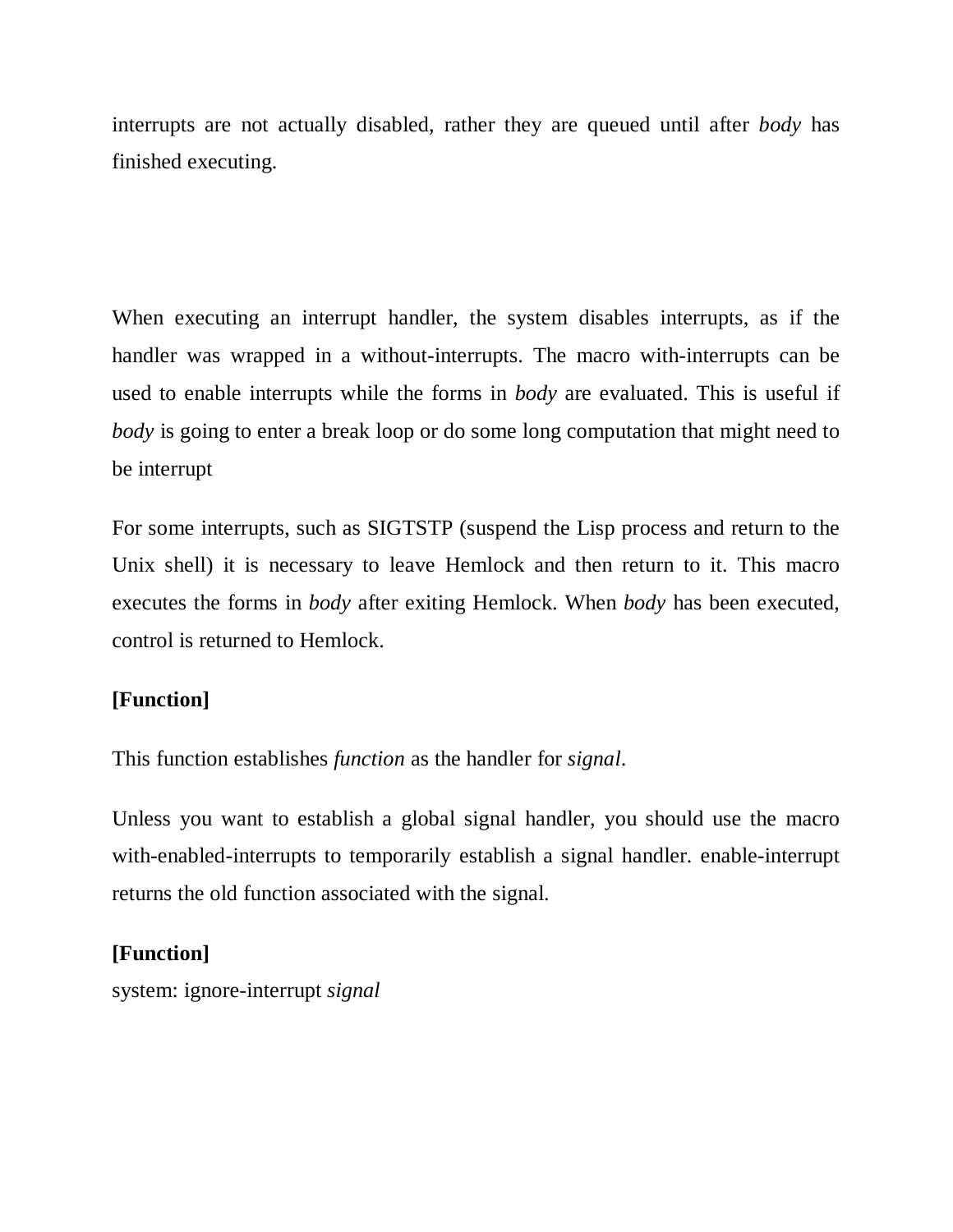interrupts are not actually disabled, rather they are queued until after *body* has finished executing.

When executing an interrupt handler, the system disables interrupts, as if the handler was wrapped in a without-interrupts. The macro with-interrupts can be used to enable interrupts while the forms in *body* are evaluated. This is useful if *body* is going to enter a break loop or do some long computation that might need to be interrupt

For some interrupts, such as SIGTSTP (suspend the Lisp process and return to the Unix shell) it is necessary to leave Hemlock and then return to it. This macro executes the forms in *body* after exiting Hemlock. When *body* has been executed, control is returned to Hemlock.

**[Function]**

This function establishes *function* as the handler for *signal*.

Unless you want to establish a global signal handler, you should use the macro with-enabled-interrupts to temporarily establish a signal handler. enable-interrupt returns the old function associated with the signal.

**[Function]**
system: ignore-interrupt *signal*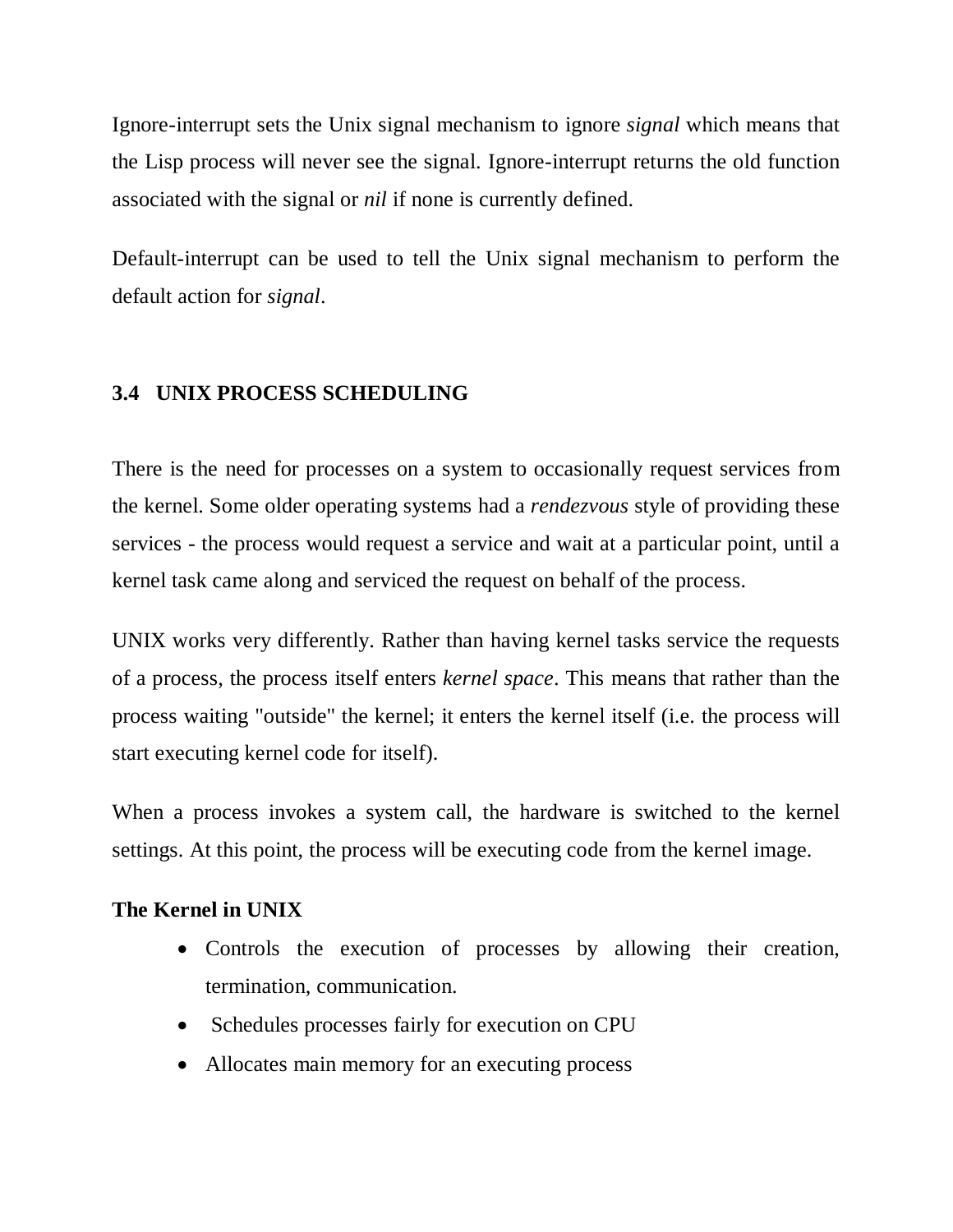Ignore-interrupt sets the Unix signal mechanism to ignore *signal* which means that the Lisp process will never see the signal. Ignore-interrupt returns the old function associated with the signal or *nil* if none is currently defined.

Default-interrupt can be used to tell the Unix signal mechanism to perform the default action for *signal*.

## 3.4 UNIX PROCESS SCHEDULING

There is the need for processes on a system to occasionally request services from the kernel. Some older operating systems had a *rendezvous* style of providing these services - the process would request a service and wait at a particular point, until a kernel task came along and serviced the request on behalf of the process.

UNIX works very differently. Rather than having kernel tasks service the requests of a process, the process itself enters *kernel space*. This means that rather than the process waiting "outside" the kernel; it enters the kernel itself (i.e. the process will start executing kernel code for itself).

When a process invokes a system call, the hardware is switched to the kernel settings. At this point, the process will be executing code from the kernel image.

**The Kernel in UNIX**

- Controls the execution of processes by allowing their creation, termination, communication.
- Schedules processes fairly for execution on CPU
- Allocates main memory for an executing process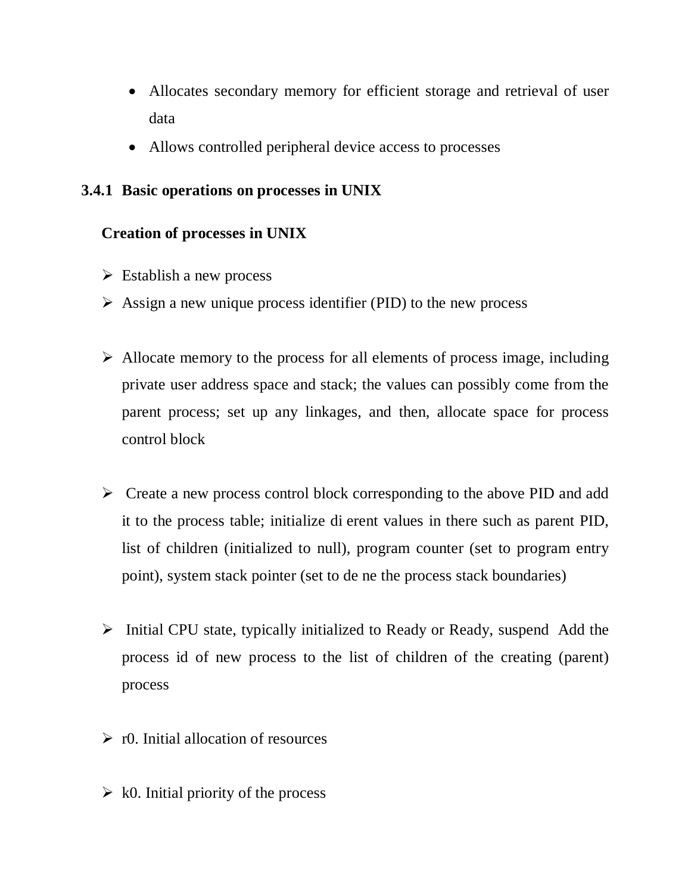- Allocates secondary memory for efficient storage and retrieval of user data
- Allows controlled peripheral device access to processes

### 3.4.1 Basic operations on processes in UNIX

**Creation of processes in UNIX**

- Establish a new process
- Assign a new unique process identifier (PID) to the new process
- Allocate memory to the process for all elements of process image, including private user address space and stack; the values can possibly come from the parent process; set up any linkages, and then, allocate space for process control block
- Create a new process control block corresponding to the above PID and add it to the process table; initialize di erent values in there such as parent PID, list of children (initialized to null), program counter (set to program entry point), system stack pointer (set to de ne the process stack boundaries)
- Initial CPU state, typically initialized to Ready or Ready, suspend Add the process id of new process to the list of children of the creating (parent) process
- r0. Initial allocation of resources
- k0. Initial priority of the process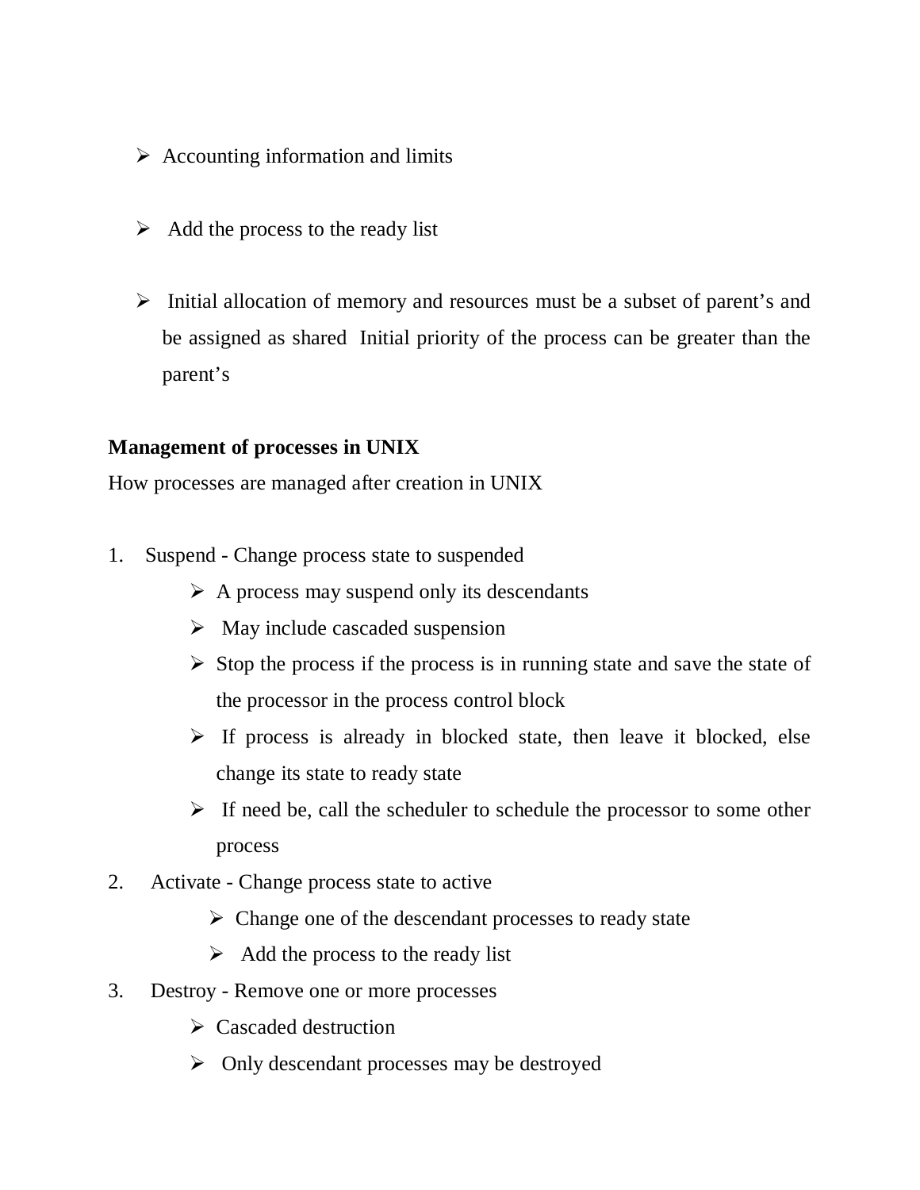- Accounting information and limits

- Add the process to the ready list

- Initial allocation of memory and resources must be a subset of parent's and be assigned as shared Initial priority of the process can be greater than the parent's

**Management of processes in UNIX**

How processes are managed after creation in UNIX

1. Suspend - Change process state to suspended
   - A process may suspend only its descendants
   - May include cascaded suspension
   - Stop the process if the process is in running state and save the state of the processor in the process control block
   - If process is already in blocked state, then leave it blocked, else change its state to ready state
   - If need be, call the scheduler to schedule the processor to some other process
2. Activate - Change process state to active
   - Change one of the descendant processes to ready state
   - Add the process to the ready list
3. Destroy - Remove one or more processes
   - Cascaded destruction
   - Only descendant processes may be destroyed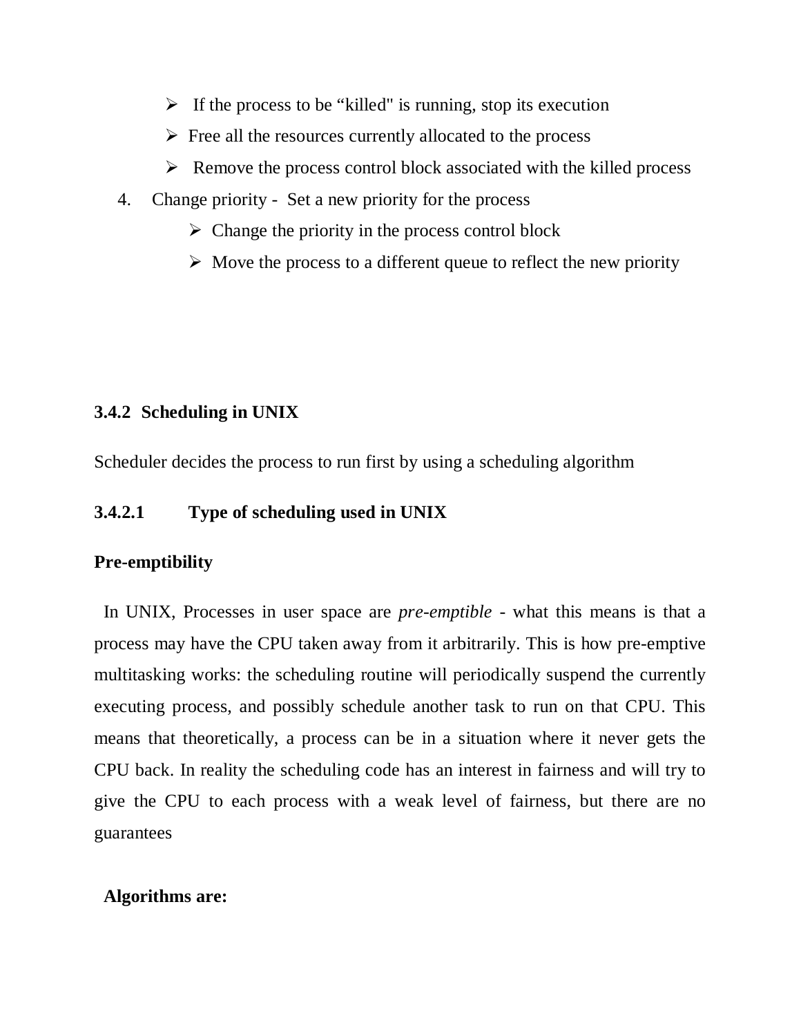- If the process to be “killed" is running, stop its execution
- Free all the resources currently allocated to the process
- Remove the process control block associated with the killed process

4. Change priority - Set a new priority for the process
    - Change the priority in the process control block
    - Move the process to a different queue to reflect the new priority

### 3.4.2 Scheduling in UNIX

Scheduler decides the process to run first by using a scheduling algorithm

#### 3.4.2.1 Type of scheduling used in UNIX

**Pre-emptibility**

In UNIX, Processes in user space are *pre-emptible* - what this means is that a process may have the CPU taken away from it arbitrarily. This is how pre-emptive multitasking works: the scheduling routine will periodically suspend the currently executing process, and possibly schedule another task to run on that CPU. This means that theoretically, a process can be in a situation where it never gets the CPU back. In reality the scheduling code has an interest in fairness and will try to give the CPU to each process with a weak level of fairness, but there are no guarantees

**Algorithms are:**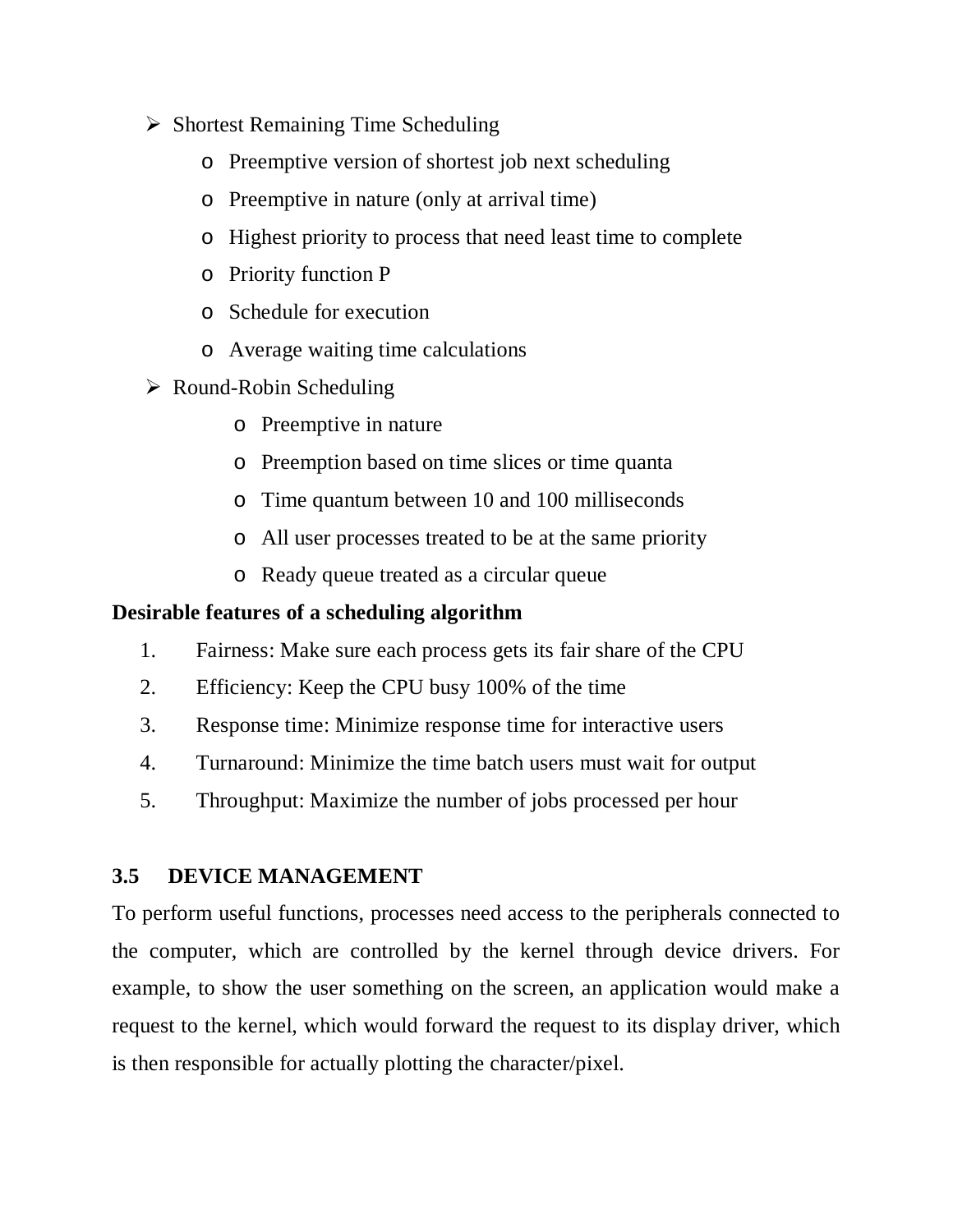- Shortest Remaining Time Scheduling
  - Preemptive version of shortest job next scheduling
  - Preemptive in nature (only at arrival time)
  - Highest priority to process that need least time to complete
  - Priority function P
  - Schedule for execution
  - Average waiting time calculations
- Round-Robin Scheduling
  - Preemptive in nature
  - Preemption based on time slices or time quanta
  - Time quantum between 10 and 100 milliseconds
  - All user processes treated to be at the same priority
  - Ready queue treated as a circular queue

**Desirable features of a scheduling algorithm**

1. Fairness: Make sure each process gets its fair share of the CPU
2. Efficiency: Keep the CPU busy 100% of the time
3. Response time: Minimize response time for interactive users
4. Turnaround: Minimize the time batch users must wait for output
5. Throughput: Maximize the number of jobs processed per hour

## 3.5 DEVICE MANAGEMENT

To perform useful functions, processes need access to the peripherals connected to the computer, which are controlled by the kernel through device drivers. For example, to show the user something on the screen, an application would make a request to the kernel, which would forward the request to its display driver, which is then responsible for actually plotting the character/pixel.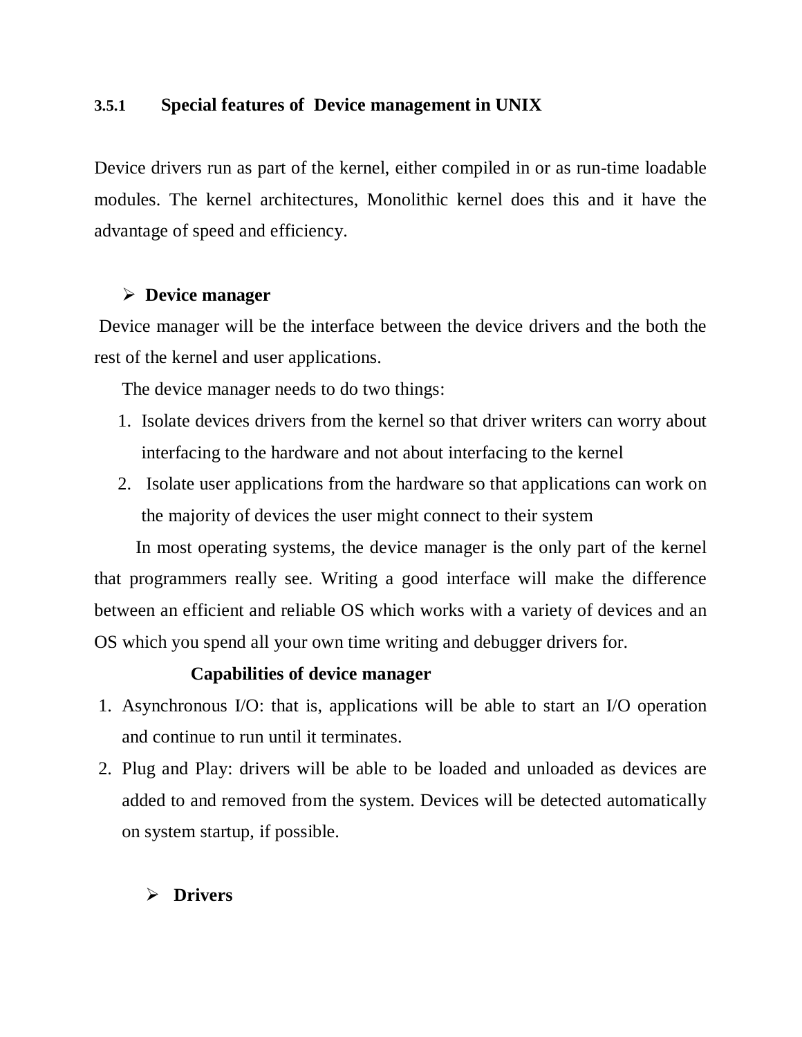### 3.5.1 Special features of Device management in UNIX

Device drivers run as part of the kernel, either compiled in or as run-time loadable modules. The kernel architectures, Monolithic kernel does this and it have the advantage of speed and efficiency.

- **Device manager**

Device manager will be the interface between the device drivers and the both the rest of the kernel and user applications.

The device manager needs to do two things:

1. Isolate devices drivers from the kernel so that driver writers can worry about interfacing to the hardware and not about interfacing to the kernel
2. Isolate user applications from the hardware so that applications can work on the majority of devices the user might connect to their system

In most operating systems, the device manager is the only part of the kernel that programmers really see. Writing a good interface will make the difference between an efficient and reliable OS which works with a variety of devices and an OS which you spend all your own time writing and debugger drivers for.

**Capabilities of device manager**

1. Asynchronous I/O: that is, applications will be able to start an I/O operation and continue to run until it terminates.
2. Plug and Play: drivers will be able to be loaded and unloaded as devices are added to and removed from the system. Devices will be detected automatically on system startup, if possible.

- **Drivers**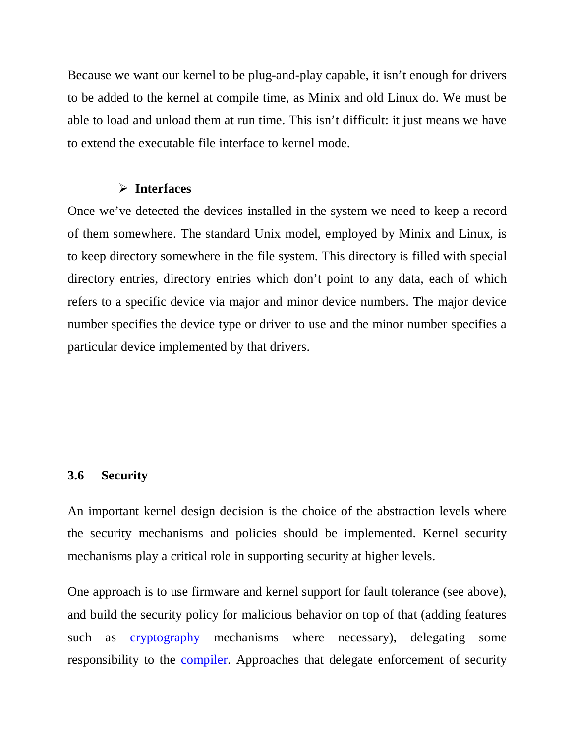Because we want our kernel to be plug-and-play capable, it isn't enough for drivers to be added to the kernel at compile time, as Minix and old Linux do. We must be able to load and unload them at run time. This isn't difficult: it just means we have to extend the executable file interface to kernel mode.

- **Interfaces**

Once we've detected the devices installed in the system we need to keep a record of them somewhere. The standard Unix model, employed by Minix and Linux, is to keep directory somewhere in the file system. This directory is filled with special directory entries, directory entries which don't point to any data, each of which refers to a specific device via major and minor device numbers. The major device number specifies the device type or driver to use and the minor number specifies a particular device implemented by that drivers.

## 3.6 Security

An important kernel design decision is the choice of the abstraction levels where the security mechanisms and policies should be implemented. Kernel security mechanisms play a critical role in supporting security at higher levels.

One approach is to use firmware and kernel support for fault tolerance (see above), and build the security policy for malicious behavior on top of that (adding features such as cryptography mechanisms where necessary), delegating some responsibility to the compiler. Approaches that delegate enforcement of security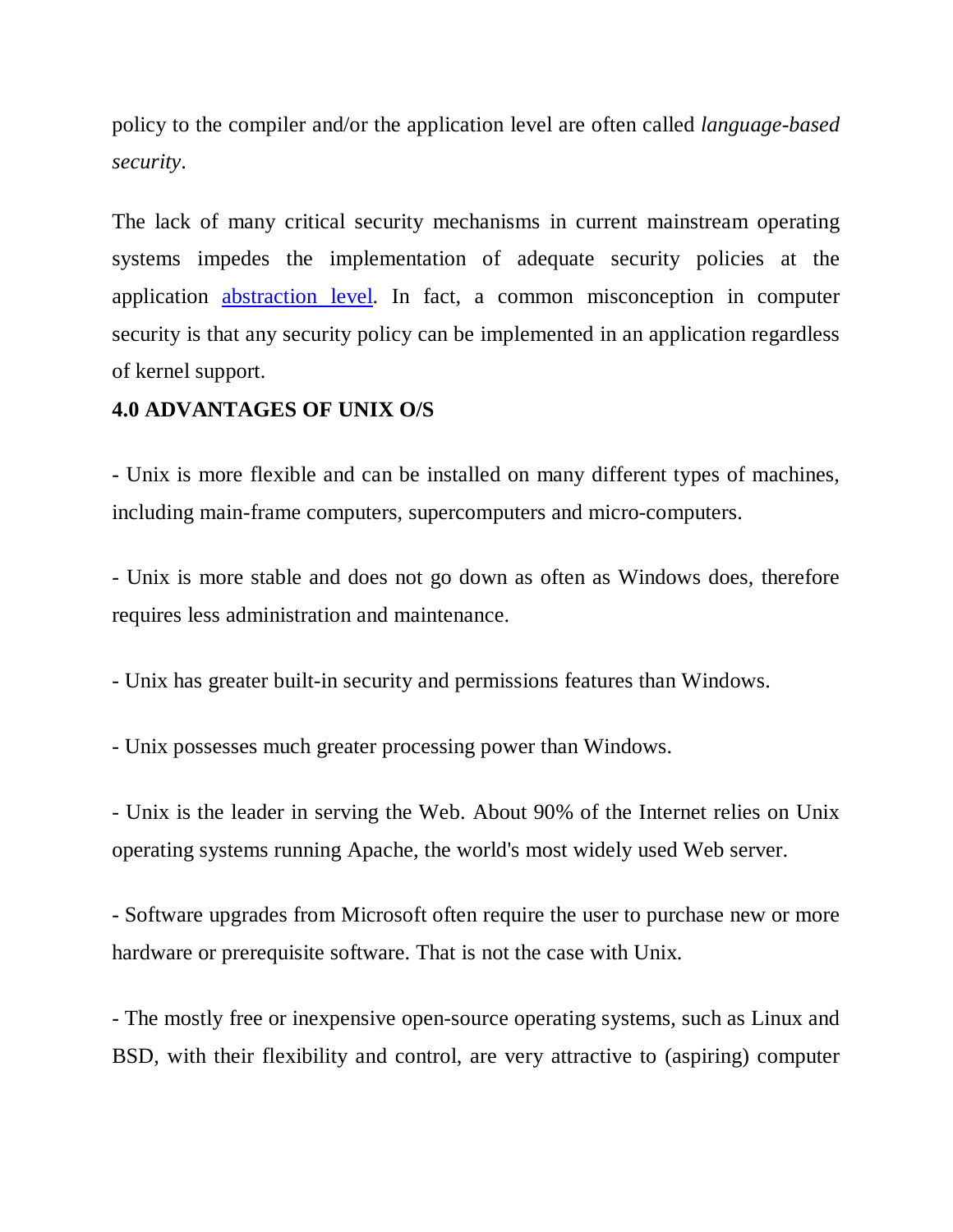policy to the compiler and/or the application level are often called *language-based security*.

The lack of many critical security mechanisms in current mainstream operating systems impedes the implementation of adequate security policies at the application abstraction level. In fact, a common misconception in computer security is that any security policy can be implemented in an application regardless of kernel support.

## 4.0 ADVANTAGES OF UNIX O/S

- Unix is more flexible and can be installed on many different types of machines, including main-frame computers, supercomputers and micro-computers.

- Unix is more stable and does not go down as often as Windows does, therefore requires less administration and maintenance.

- Unix has greater built-in security and permissions features than Windows.

- Unix possesses much greater processing power than Windows.

- Unix is the leader in serving the Web. About 90% of the Internet relies on Unix operating systems running Apache, the world's most widely used Web server.

- Software upgrades from Microsoft often require the user to purchase new or more hardware or prerequisite software. That is not the case with Unix.

- The mostly free or inexpensive open-source operating systems, such as Linux and BSD, with their flexibility and control, are very attractive to (aspiring) computer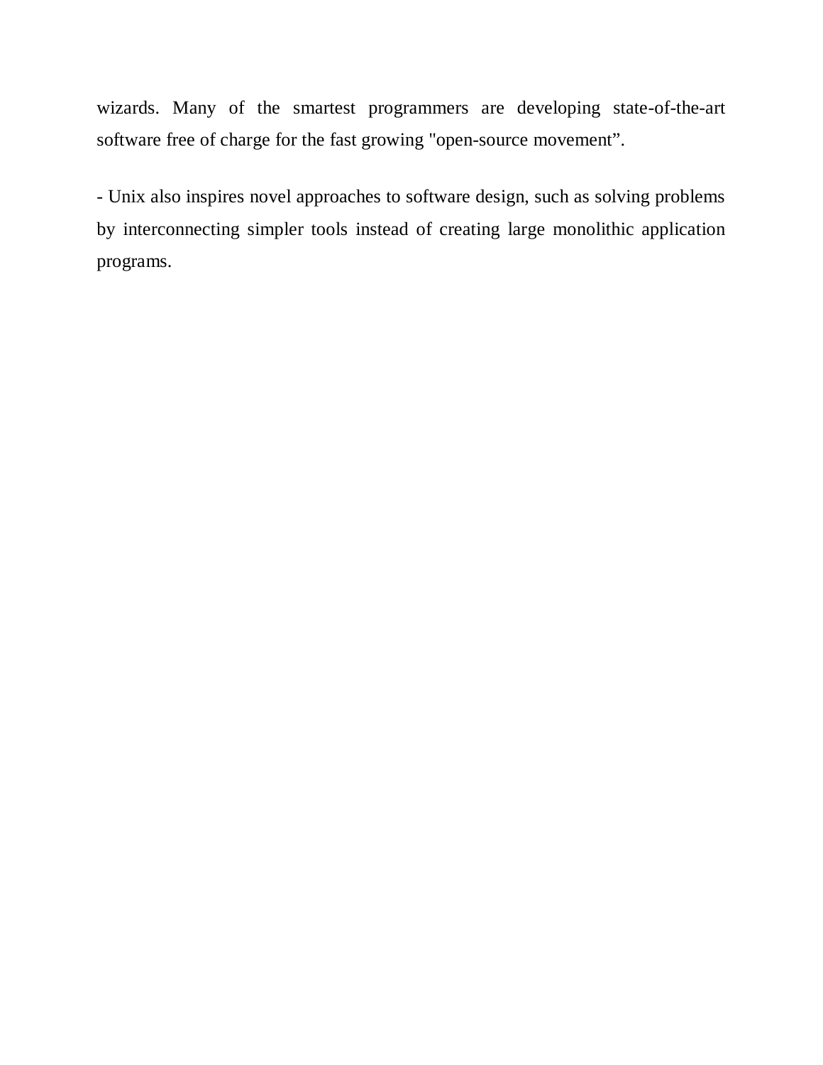wizards. Many of the smartest programmers are developing state-of-the-art software free of charge for the fast growing "open-source movement”.

- Unix also inspires novel approaches to software design, such as solving problems by interconnecting simpler tools instead of creating large monolithic application programs.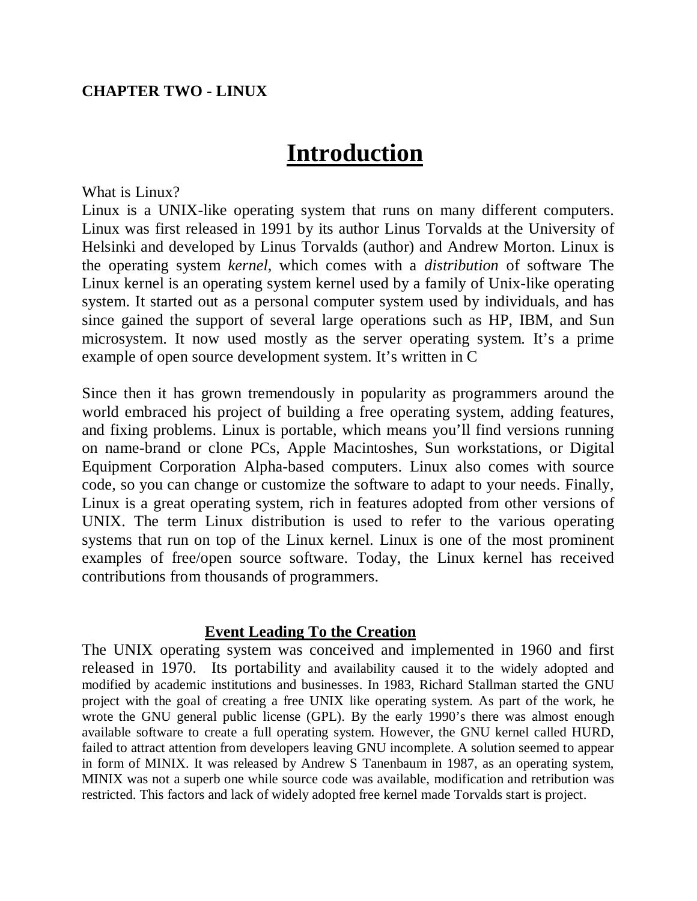**CHAPTER TWO - LINUX**

# Introduction

What is Linux?

Linux is a UNIX-like operating system that runs on many different computers. Linux was first released in 1991 by its author Linus Torvalds at the University of Helsinki and developed by Linus Torvalds (author) and Andrew Morton. Linux is the operating system *kernel*, which comes with a *distribution* of software The Linux kernel is an operating system kernel used by a family of Unix-like operating system. It started out as a personal computer system used by individuals, and has since gained the support of several large operations such as HP, IBM, and Sun microsystem. It now used mostly as the server operating system. It's a prime example of open source development system. It's written in C

Since then it has grown tremendously in popularity as programmers around the world embraced his project of building a free operating system, adding features, and fixing problems. Linux is portable, which means you'll find versions running on name-brand or clone PCs, Apple Macintoshes, Sun workstations, or Digital Equipment Corporation Alpha-based computers. Linux also comes with source code, so you can change or customize the software to adapt to your needs. Finally, Linux is a great operating system, rich in features adopted from other versions of UNIX. The term Linux distribution is used to refer to the various operating systems that run on top of the Linux kernel. Linux is one of the most prominent examples of free/open source software. Today, the Linux kernel has received contributions from thousands of programmers.

## Event Leading To the Creation

The UNIX operating system was conceived and implemented in 1960 and first released in 1970. Its portability and availability caused it to the widely adopted and modified by academic institutions and businesses. In 1983, Richard Stallman started the GNU project with the goal of creating a free UNIX like operating system. As part of the work, he wrote the GNU general public license (GPL). By the early 1990's there was almost enough available software to create a full operating system. However, the GNU kernel called HURD, failed to attract attention from developers leaving GNU incomplete. A solution seemed to appear in form of MINIX. It was released by Andrew S Tanenbaum in 1987, as an operating system, MINIX was not a superb one while source code was available, modification and retribution was restricted. This factors and lack of widely adopted free kernel made Torvalds start is project.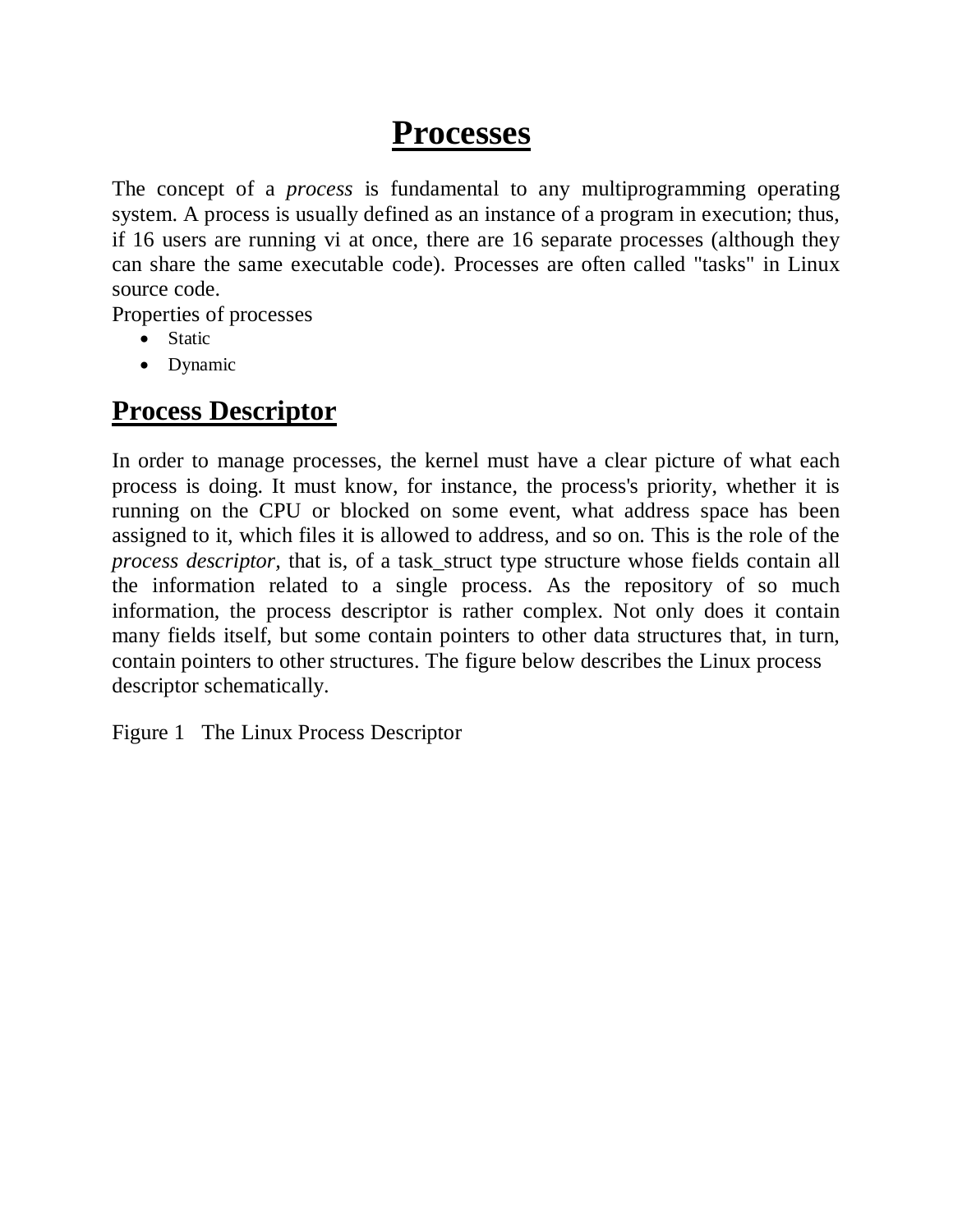# Processes

The concept of a *process* is fundamental to any multiprogramming operating system. A process is usually defined as an instance of a program in execution; thus, if 16 users are running vi at once, there are 16 separate processes (although they can share the same executable code). Processes are often called "tasks" in Linux source code.

Properties of processes

- Static
- Dynamic

## Process Descriptor

In order to manage processes, the kernel must have a clear picture of what each process is doing. It must know, for instance, the process's priority, whether it is running on the CPU or blocked on some event, what address space has been assigned to it, which files it is allowed to address, and so on. This is the role of the *process descriptor*, that is, of a task_struct type structure whose fields contain all the information related to a single process. As the repository of so much information, the process descriptor is rather complex. Not only does it contain many fields itself, but some contain pointers to other data structures that, in turn, contain pointers to other structures. The figure below describes the Linux process descriptor schematically.

Figure 1 The Linux Process Descriptor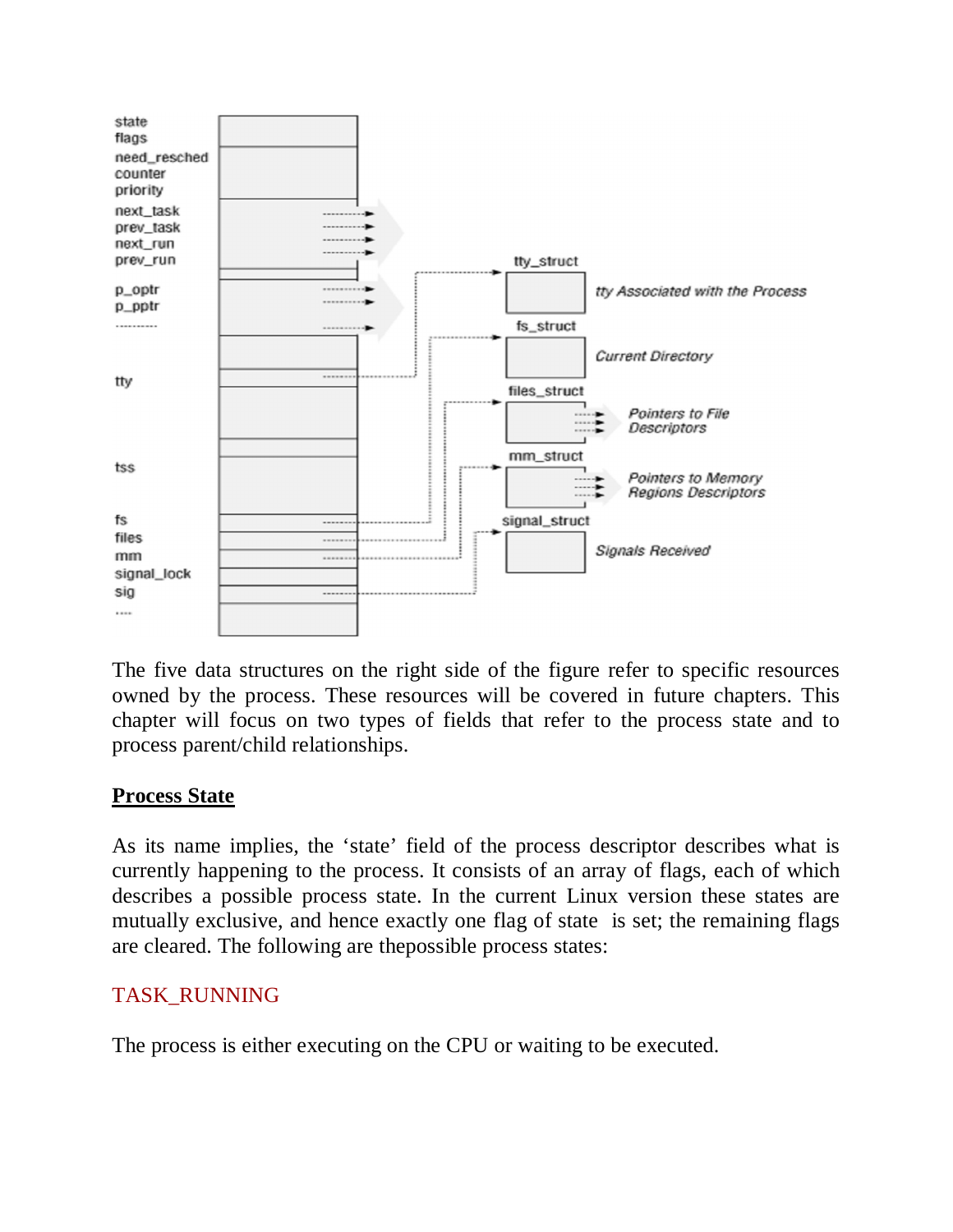The five data structures on the right side of the figure refer to specific resources owned by the process. These resources will be covered in future chapters. This chapter will focus on two types of fields that refer to the process state and to process parent/child relationships.

## **Process State**

As its name implies, the 'state' field of the process descriptor describes what is currently happening to the process. It consists of an array of flags, each of which describes a possible process state. In the current Linux version these states are mutually exclusive, and hence exactly one flag of state is set; the remaining flags are cleared. The following are thepossible process states:

### TASK_RUNNING

The process is either executing on the CPU or waiting to be executed.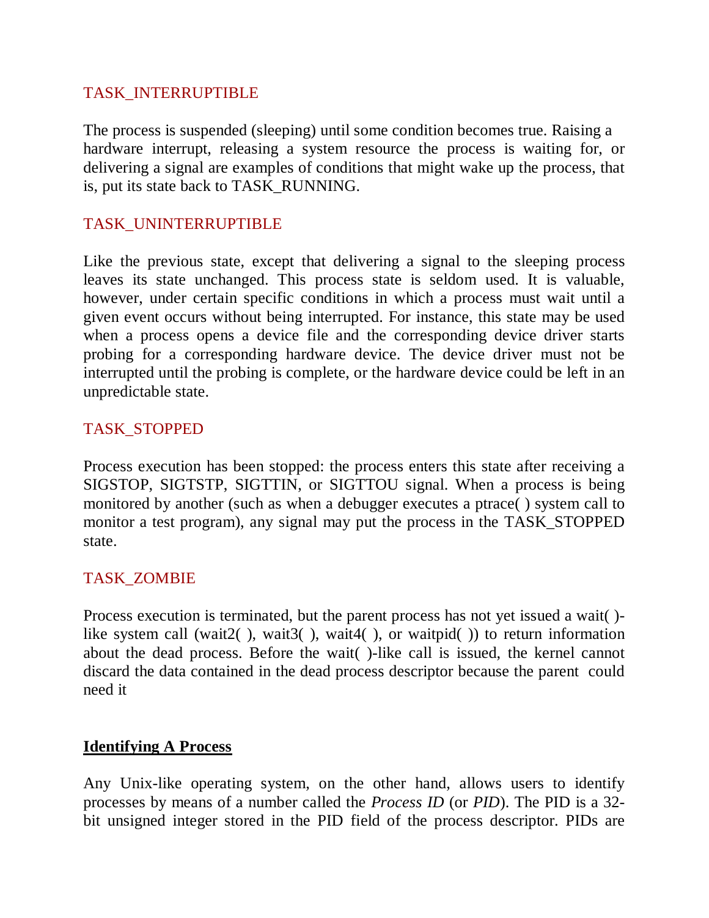TASK_INTERRUPTIBLE

The process is suspended (sleeping) until some condition becomes true. Raising a hardware interrupt, releasing a system resource the process is waiting for, or delivering a signal are examples of conditions that might wake up the process, that is, put its state back to TASK_RUNNING.

TASK_UNINTERRUPTIBLE

Like the previous state, except that delivering a signal to the sleeping process leaves its state unchanged. This process state is seldom used. It is valuable, however, under certain specific conditions in which a process must wait until a given event occurs without being interrupted. For instance, this state may be used when a process opens a device file and the corresponding device driver starts probing for a corresponding hardware device. The device driver must not be interrupted until the probing is complete, or the hardware device could be left in an unpredictable state.

TASK_STOPPED

Process execution has been stopped: the process enters this state after receiving a SIGSTOP, SIGTSTP, SIGTTIN, or SIGTTOU signal. When a process is being monitored by another (such as when a debugger executes a ptrace( ) system call to monitor a test program), any signal may put the process in the TASK_STOPPED state.

TASK_ZOMBIE

Process execution is terminated, but the parent process has not yet issued a wait( )-like system call (wait2( ), wait3( ), wait4( ), or waitpid( )) to return information about the dead process. Before the wait( )-like call is issued, the kernel cannot discard the data contained in the dead process descriptor because the parent could need it

## Identifying A Process

Any Unix-like operating system, on the other hand, allows users to identify processes by means of a number called the *Process ID* (or *PID*). The PID is a 32-bit unsigned integer stored in the PID field of the process descriptor. PIDs are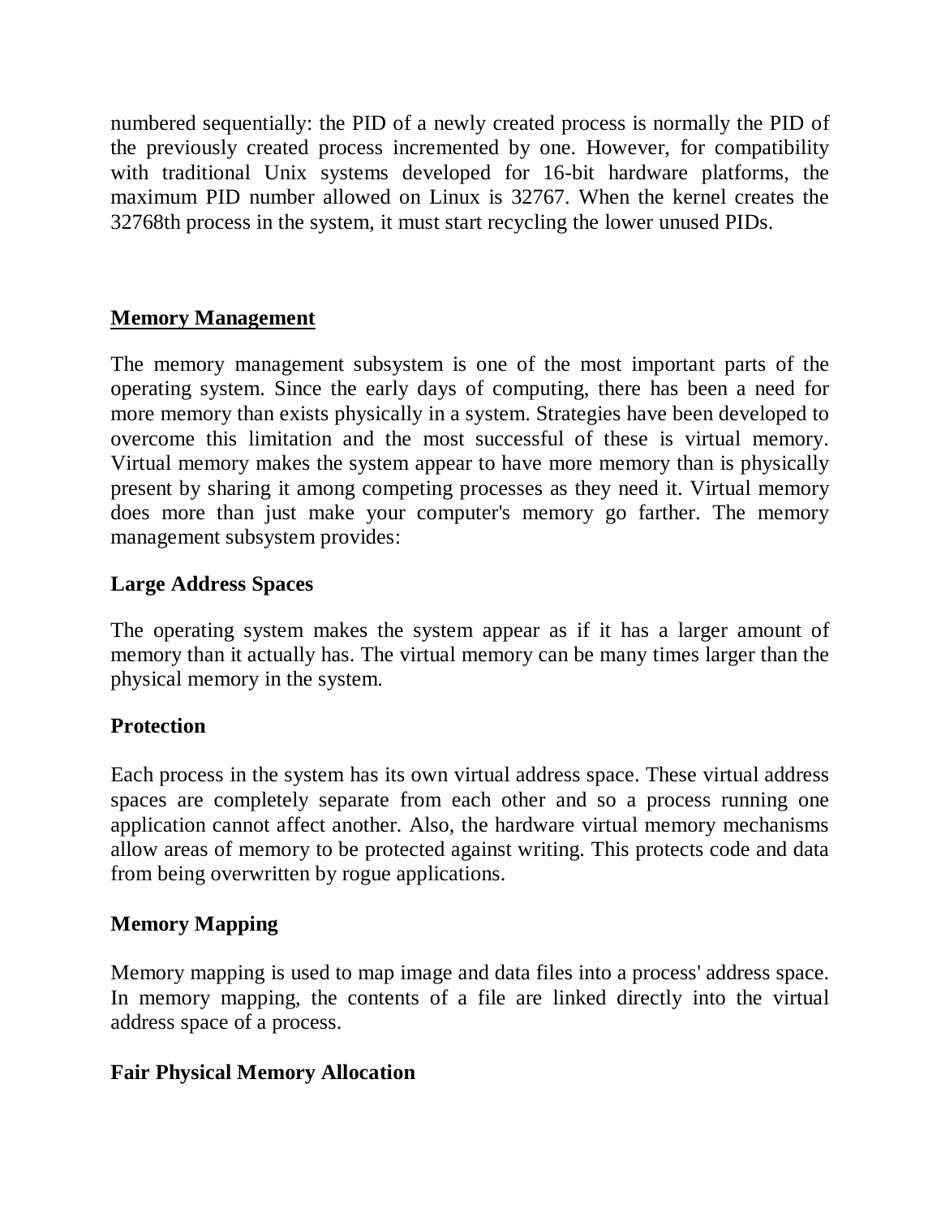numbered sequentially: the PID of a newly created process is normally the PID of the previously created process incremented by one. However, for compatibility with traditional Unix systems developed for 16-bit hardware platforms, the maximum PID number allowed on Linux is 32767. When the kernel creates the 32768th process in the system, it must start recycling the lower unused PIDs.

## Memory Management

The memory management subsystem is one of the most important parts of the operating system. Since the early days of computing, there has been a need for more memory than exists physically in a system. Strategies have been developed to overcome this limitation and the most successful of these is virtual memory. Virtual memory makes the system appear to have more memory than is physically present by sharing it among competing processes as they need it. Virtual memory does more than just make your computer's memory go farther. The memory management subsystem provides:

### Large Address Spaces

The operating system makes the system appear as if it has a larger amount of memory than it actually has. The virtual memory can be many times larger than the physical memory in the system.

### Protection

Each process in the system has its own virtual address space. These virtual address spaces are completely separate from each other and so a process running one application cannot affect another. Also, the hardware virtual memory mechanisms allow areas of memory to be protected against writing. This protects code and data from being overwritten by rogue applications.

### Memory Mapping

Memory mapping is used to map image and data files into a process' address space. In memory mapping, the contents of a file are linked directly into the virtual address space of a process.

### Fair Physical Memory Allocation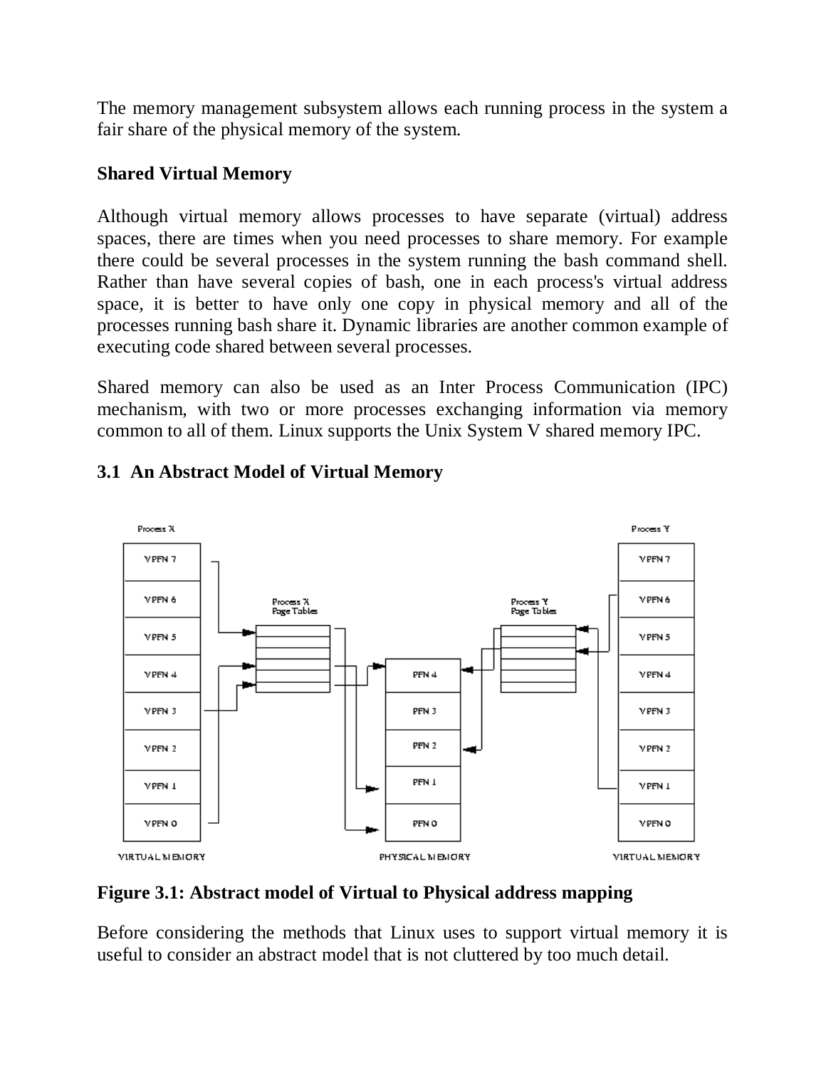The memory management subsystem allows each running process in the system a fair share of the physical memory of the system.

**Shared Virtual Memory**

Although virtual memory allows processes to have separate (virtual) address spaces, there are times when you need processes to share memory. For example there could be several processes in the system running the bash command shell. Rather than have several copies of bash, one in each process's virtual address space, it is better to have only one copy in physical memory and all of the processes running bash share it. Dynamic libraries are another common example of executing code shared between several processes.

Shared memory can also be used as an Inter Process Communication (IPC) mechanism, with two or more processes exchanging information via memory common to all of them. Linux supports the Unix System V shared memory IPC.

### 3.1 An Abstract Model of Virtual Memory

**Figure 3.1: Abstract model of Virtual to Physical address mapping**

Before considering the methods that Linux uses to support virtual memory it is useful to consider an abstract model that is not cluttered by too much detail.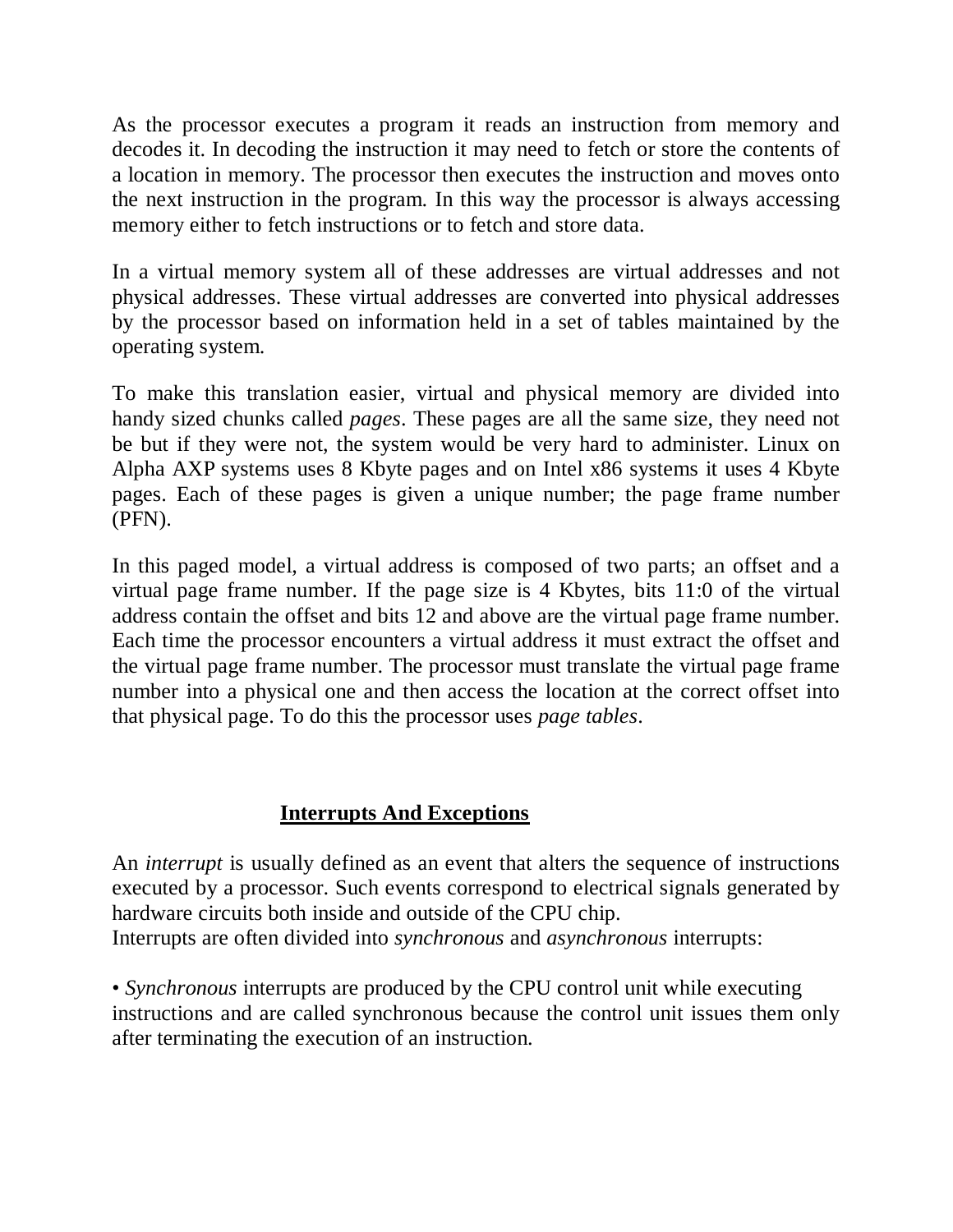As the processor executes a program it reads an instruction from memory and decodes it. In decoding the instruction it may need to fetch or store the contents of a location in memory. The processor then executes the instruction and moves onto the next instruction in the program. In this way the processor is always accessing memory either to fetch instructions or to fetch and store data.

In a virtual memory system all of these addresses are virtual addresses and not physical addresses. These virtual addresses are converted into physical addresses by the processor based on information held in a set of tables maintained by the operating system.

To make this translation easier, virtual and physical memory are divided into handy sized chunks called *pages*. These pages are all the same size, they need not be but if they were not, the system would be very hard to administer. Linux on Alpha AXP systems uses 8 Kbyte pages and on Intel x86 systems it uses 4 Kbyte pages. Each of these pages is given a unique number; the page frame number (PFN).

In this paged model, a virtual address is composed of two parts; an offset and a virtual page frame number. If the page size is 4 Kbytes, bits 11:0 of the virtual address contain the offset and bits 12 and above are the virtual page frame number. Each time the processor encounters a virtual address it must extract the offset and the virtual page frame number. The processor must translate the virtual page frame number into a physical one and then access the location at the correct offset into that physical page. To do this the processor uses *page tables*.

## Interrupts And Exceptions

An *interrupt* is usually defined as an event that alters the sequence of instructions executed by a processor. Such events correspond to electrical signals generated by hardware circuits both inside and outside of the CPU chip.
Interrupts are often divided into *synchronous* and *asynchronous* interrupts:

• *Synchronous* interrupts are produced by the CPU control unit while executing instructions and are called synchronous because the control unit issues them only after terminating the execution of an instruction.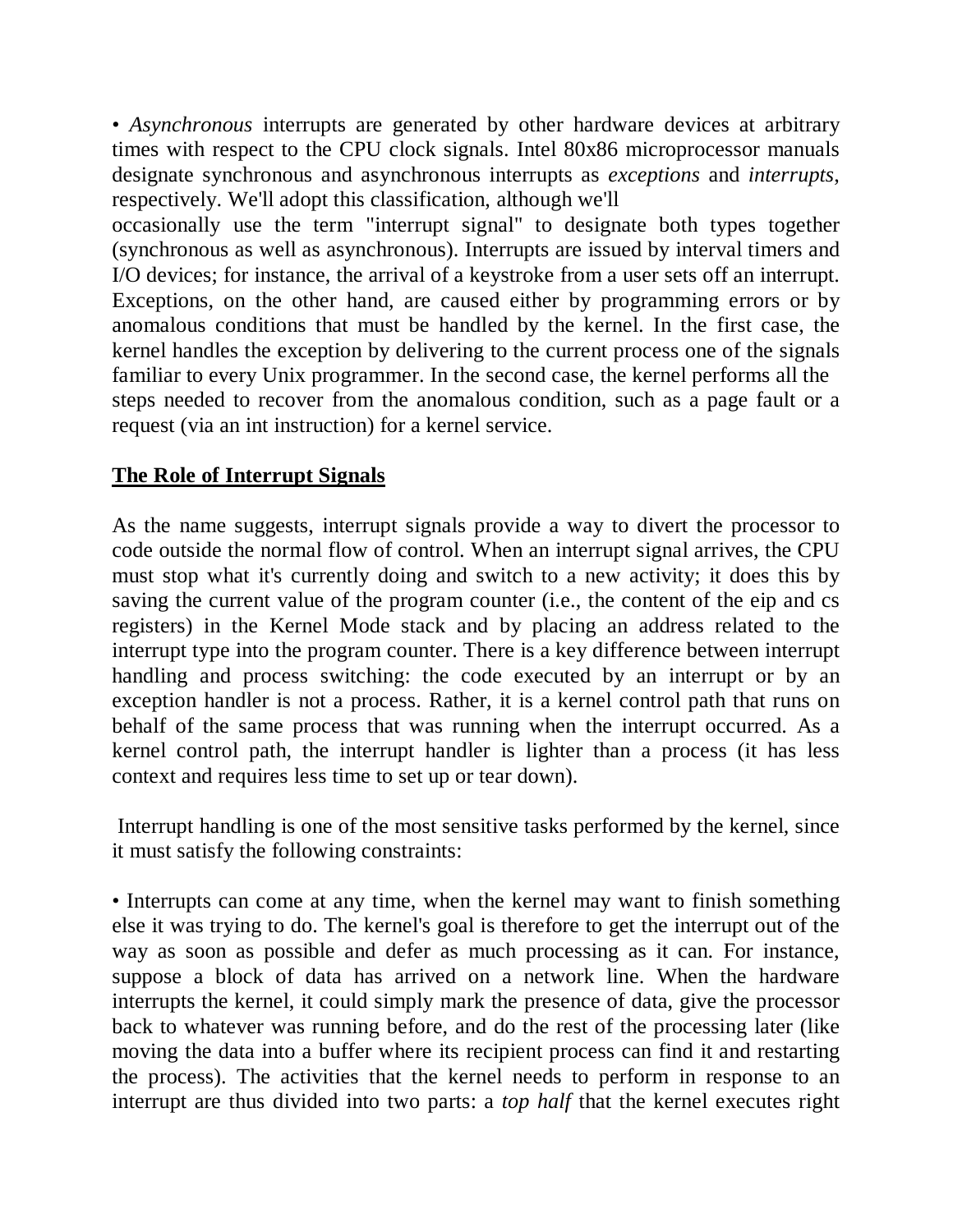• *Asynchronous* interrupts are generated by other hardware devices at arbitrary times with respect to the CPU clock signals. Intel 80x86 microprocessor manuals designate synchronous and asynchronous interrupts as *exceptions* and *interrupts*, respectively. We'll adopt this classification, although we'll occasionally use the term "interrupt signal" to designate both types together (synchronous as well as asynchronous). Interrupts are issued by interval timers and I/O devices; for instance, the arrival of a keystroke from a user sets off an interrupt. Exceptions, on the other hand, are caused either by programming errors or by anomalous conditions that must be handled by the kernel. In the first case, the kernel handles the exception by delivering to the current process one of the signals familiar to every Unix programmer. In the second case, the kernel performs all the steps needed to recover from the anomalous condition, such as a page fault or a request (via an int instruction) for a kernel service.

## The Role of Interrupt Signals

As the name suggests, interrupt signals provide a way to divert the processor to code outside the normal flow of control. When an interrupt signal arrives, the CPU must stop what it's currently doing and switch to a new activity; it does this by saving the current value of the program counter (i.e., the content of the eip and cs registers) in the Kernel Mode stack and by placing an address related to the interrupt type into the program counter. There is a key difference between interrupt handling and process switching: the code executed by an interrupt or by an exception handler is not a process. Rather, it is a kernel control path that runs on behalf of the same process that was running when the interrupt occurred. As a kernel control path, the interrupt handler is lighter than a process (it has less context and requires less time to set up or tear down).

Interrupt handling is one of the most sensitive tasks performed by the kernel, since it must satisfy the following constraints:

• Interrupts can come at any time, when the kernel may want to finish something else it was trying to do. The kernel's goal is therefore to get the interrupt out of the way as soon as possible and defer as much processing as it can. For instance, suppose a block of data has arrived on a network line. When the hardware interrupts the kernel, it could simply mark the presence of data, give the processor back to whatever was running before, and do the rest of the processing later (like moving the data into a buffer where its recipient process can find it and restarting the process). The activities that the kernel needs to perform in response to an interrupt are thus divided into two parts: a *top half* that the kernel executes right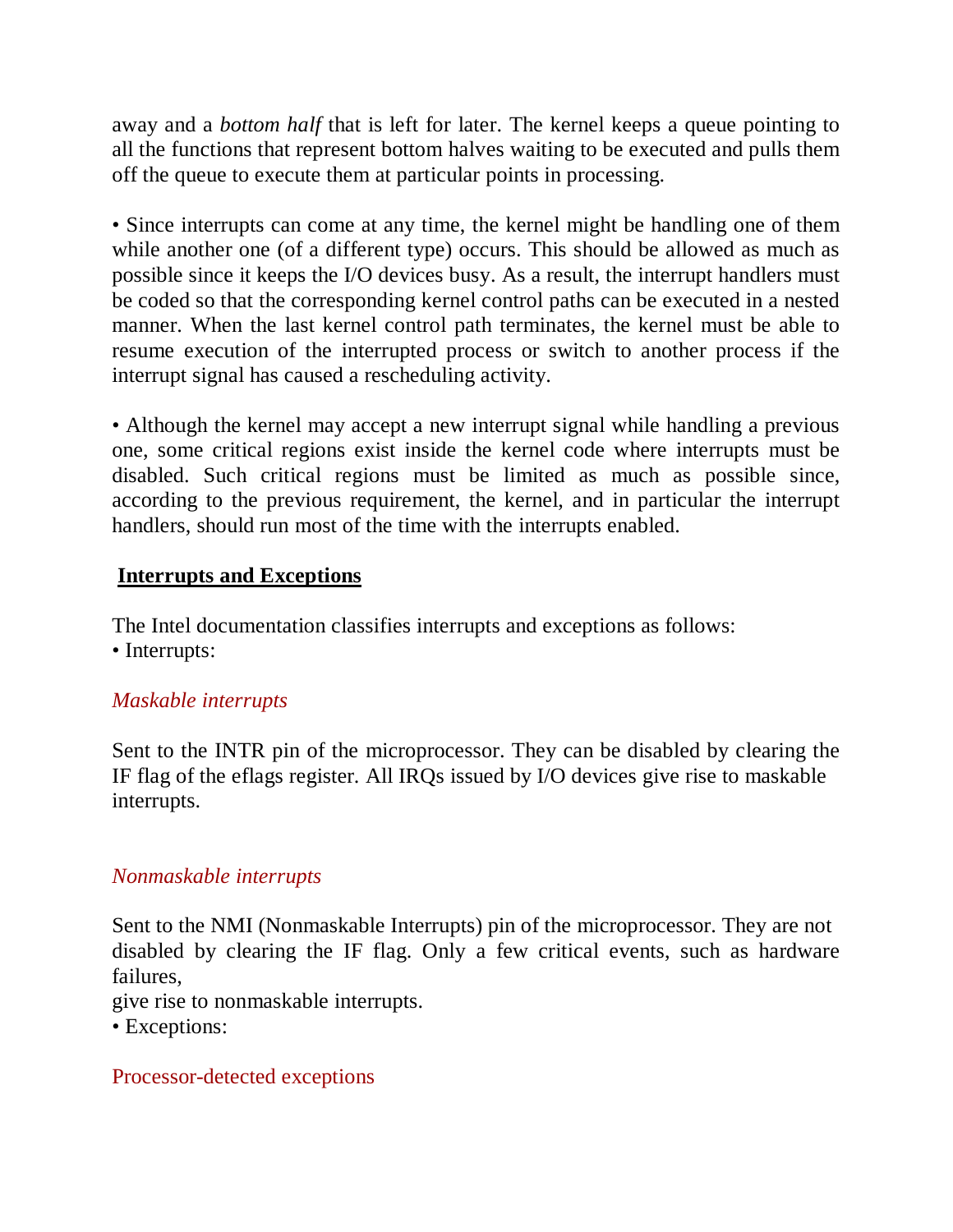away and a *bottom half* that is left for later. The kernel keeps a queue pointing to all the functions that represent bottom halves waiting to be executed and pulls them off the queue to execute them at particular points in processing.

• Since interrupts can come at any time, the kernel might be handling one of them while another one (of a different type) occurs. This should be allowed as much as possible since it keeps the I/O devices busy. As a result, the interrupt handlers must be coded so that the corresponding kernel control paths can be executed in a nested manner. When the last kernel control path terminates, the kernel must be able to resume execution of the interrupted process or switch to another process if the interrupt signal has caused a rescheduling activity.

• Although the kernel may accept a new interrupt signal while handling a previous one, some critical regions exist inside the kernel code where interrupts must be disabled. Such critical regions must be limited as much as possible since, according to the previous requirement, the kernel, and in particular the interrupt handlers, should run most of the time with the interrupts enabled.

## Interrupts and Exceptions

The Intel documentation classifies interrupts and exceptions as follows:

• Interrupts:

*Maskable interrupts*

Sent to the INTR pin of the microprocessor. They can be disabled by clearing the IF flag of the eflags register. All IRQs issued by I/O devices give rise to maskable interrupts.

*Nonmaskable interrupts*

Sent to the NMI (Nonmaskable Interrupts) pin of the microprocessor. They are not disabled by clearing the IF flag. Only a few critical events, such as hardware failures,
give rise to nonmaskable interrupts.

• Exceptions:

Processor-detected exceptions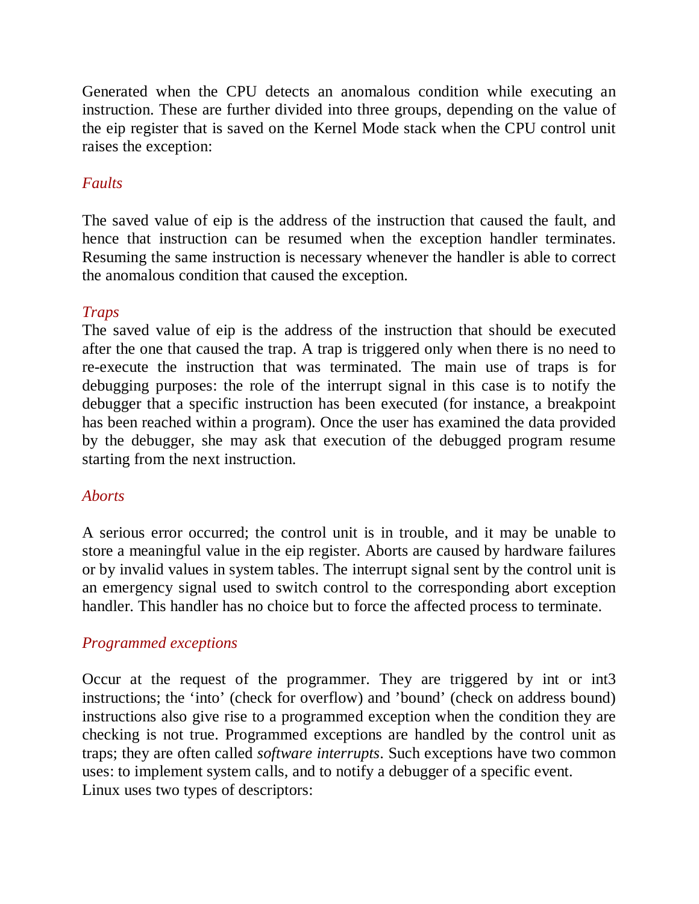Generated when the CPU detects an anomalous condition while executing an instruction. These are further divided into three groups, depending on the value of the eip register that is saved on the Kernel Mode stack when the CPU control unit raises the exception:

*Faults*

The saved value of eip is the address of the instruction that caused the fault, and hence that instruction can be resumed when the exception handler terminates. Resuming the same instruction is necessary whenever the handler is able to correct the anomalous condition that caused the exception.

*Traps*

The saved value of eip is the address of the instruction that should be executed after the one that caused the trap. A trap is triggered only when there is no need to re-execute the instruction that was terminated. The main use of traps is for debugging purposes: the role of the interrupt signal in this case is to notify the debugger that a specific instruction has been executed (for instance, a breakpoint has been reached within a program). Once the user has examined the data provided by the debugger, she may ask that execution of the debugged program resume starting from the next instruction.

*Aborts*

A serious error occurred; the control unit is in trouble, and it may be unable to store a meaningful value in the eip register. Aborts are caused by hardware failures or by invalid values in system tables. The interrupt signal sent by the control unit is an emergency signal used to switch control to the corresponding abort exception handler. This handler has no choice but to force the affected process to terminate.

*Programmed exceptions*

Occur at the request of the programmer. They are triggered by int or int3 instructions; the 'into' (check for overflow) and 'bound' (check on address bound) instructions also give rise to a programmed exception when the condition they are checking is not true. Programmed exceptions are handled by the control unit as traps; they are often called *software interrupts*. Such exceptions have two common uses: to implement system calls, and to notify a debugger of a specific event.

Linux uses two types of descriptors: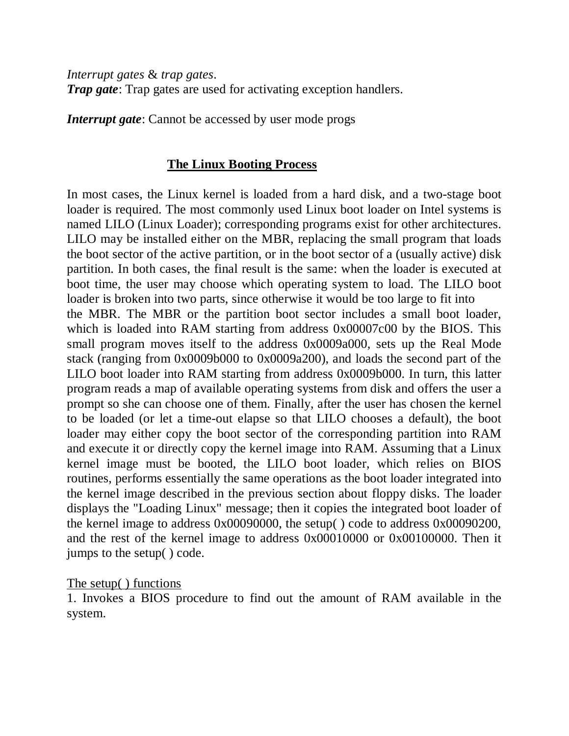*Interrupt gates* & *trap gates*.
***Trap gate***: Trap gates are used for activating exception handlers.

***Interrupt gate***: Cannot be accessed by user mode progs

## The Linux Booting Process

In most cases, the Linux kernel is loaded from a hard disk, and a two-stage boot loader is required. The most commonly used Linux boot loader on Intel systems is named LILO (Linux Loader); corresponding programs exist for other architectures. LILO may be installed either on the MBR, replacing the small program that loads the boot sector of the active partition, or in the boot sector of a (usually active) disk partition. In both cases, the final result is the same: when the loader is executed at boot time, the user may choose which operating system to load. The LILO boot loader is broken into two parts, since otherwise it would be too large to fit into the MBR. The MBR or the partition boot sector includes a small boot loader, which is loaded into RAM starting from address 0x00007c00 by the BIOS. This small program moves itself to the address 0x0009a000, sets up the Real Mode stack (ranging from 0x0009b000 to 0x0009a200), and loads the second part of the LILO boot loader into RAM starting from address 0x0009b000. In turn, this latter program reads a map of available operating systems from disk and offers the user a prompt so she can choose one of them. Finally, after the user has chosen the kernel to be loaded (or let a time-out elapse so that LILO chooses a default), the boot loader may either copy the boot sector of the corresponding partition into RAM and execute it or directly copy the kernel image into RAM. Assuming that a Linux kernel image must be booted, the LILO boot loader, which relies on BIOS routines, performs essentially the same operations as the boot loader integrated into the kernel image described in the previous section about floppy disks. The loader displays the "Loading Linux" message; then it copies the integrated boot loader of the kernel image to address 0x00090000, the setup( ) code to address 0x00090200, and the rest of the kernel image to address 0x00010000 or 0x00100000. Then it jumps to the setup( ) code.

<u>The setup( ) functions</u>

1. Invokes a BIOS procedure to find out the amount of RAM available in the system.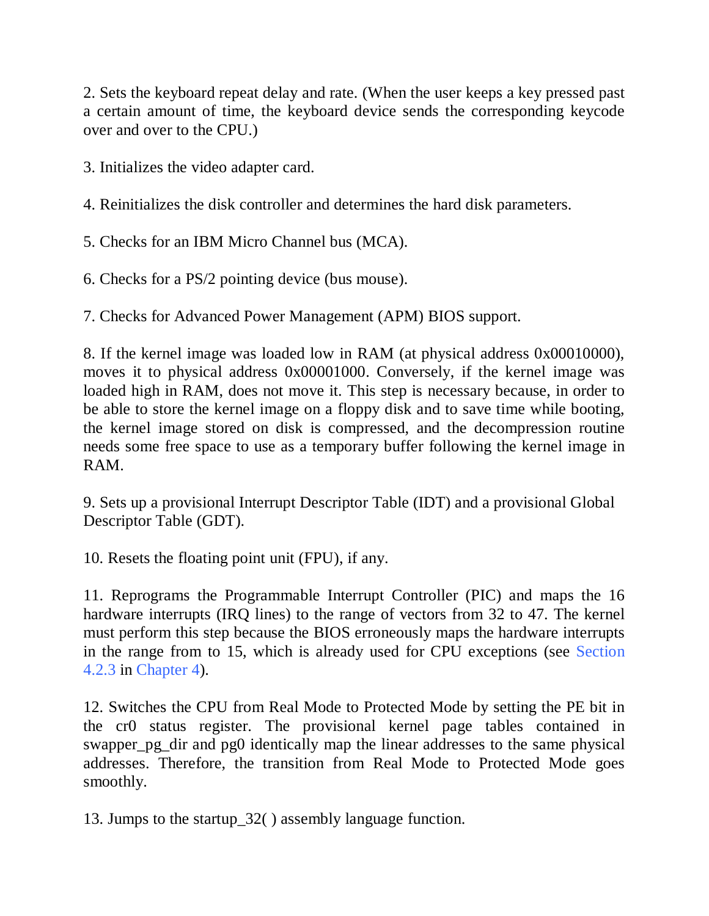2. Sets the keyboard repeat delay and rate. (When the user keeps a key pressed past a certain amount of time, the keyboard device sends the corresponding keycode over and over to the CPU.)

3. Initializes the video adapter card.

4. Reinitializes the disk controller and determines the hard disk parameters.

5. Checks for an IBM Micro Channel bus (MCA).

6. Checks for a PS/2 pointing device (bus mouse).

7. Checks for Advanced Power Management (APM) BIOS support.

8. If the kernel image was loaded low in RAM (at physical address 0x00010000), moves it to physical address 0x00001000. Conversely, if the kernel image was loaded high in RAM, does not move it. This step is necessary because, in order to be able to store the kernel image on a floppy disk and to save time while booting, the kernel image stored on disk is compressed, and the decompression routine needs some free space to use as a temporary buffer following the kernel image in RAM.

9. Sets up a provisional Interrupt Descriptor Table (IDT) and a provisional Global Descriptor Table (GDT).

10. Resets the floating point unit (FPU), if any.

11. Reprograms the Programmable Interrupt Controller (PIC) and maps the 16 hardware interrupts (IRQ lines) to the range of vectors from 32 to 47. The kernel must perform this step because the BIOS erroneously maps the hardware interrupts in the range from to 15, which is already used for CPU exceptions (see Section 4.2.3 in Chapter 4).

12. Switches the CPU from Real Mode to Protected Mode by setting the PE bit in the cr0 status register. The provisional kernel page tables contained in swapper_pg_dir and pg0 identically map the linear addresses to the same physical addresses. Therefore, the transition from Real Mode to Protected Mode goes smoothly.

13. Jumps to the startup_32( ) assembly language function.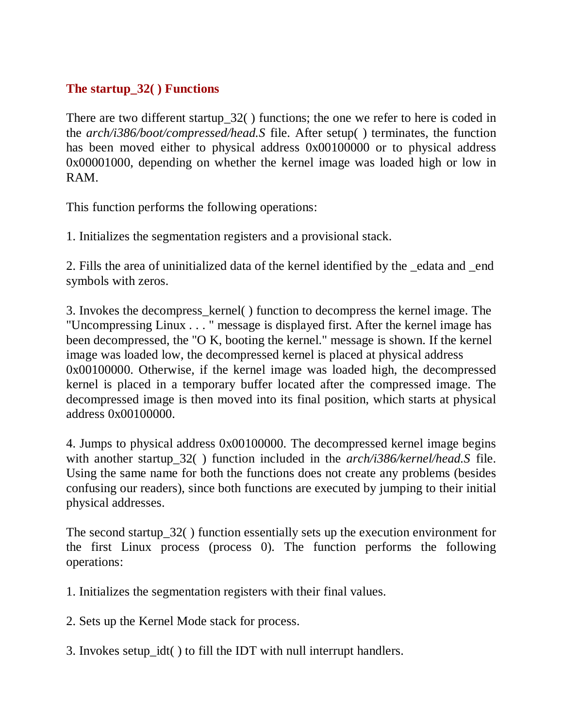## The startup_32( ) Functions

There are two different startup_32( ) functions; the one we refer to here is coded in the *arch/i386/boot/compressed/head.S* file. After setup( ) terminates, the function has been moved either to physical address 0x00100000 or to physical address 0x00001000, depending on whether the kernel image was loaded high or low in RAM.

This function performs the following operations:

1. Initializes the segmentation registers and a provisional stack.

2. Fills the area of uninitialized data of the kernel identified by the _edata and _end symbols with zeros.

3. Invokes the decompress_kernel( ) function to decompress the kernel image. The "Uncompressing Linux . . . " message is displayed first. After the kernel image has been decompressed, the "O K, booting the kernel." message is shown. If the kernel image was loaded low, the decompressed kernel is placed at physical address 0x00100000. Otherwise, if the kernel image was loaded high, the decompressed kernel is placed in a temporary buffer located after the compressed image. The decompressed image is then moved into its final position, which starts at physical address 0x00100000.

4. Jumps to physical address 0x00100000. The decompressed kernel image begins with another startup_32( ) function included in the *arch/i386/kernel/head.S* file. Using the same name for both the functions does not create any problems (besides confusing our readers), since both functions are executed by jumping to their initial physical addresses.

The second startup_32( ) function essentially sets up the execution environment for the first Linux process (process 0). The function performs the following operations:

1. Initializes the segmentation registers with their final values.

2. Sets up the Kernel Mode stack for process.

3. Invokes setup_idt( ) to fill the IDT with null interrupt handlers.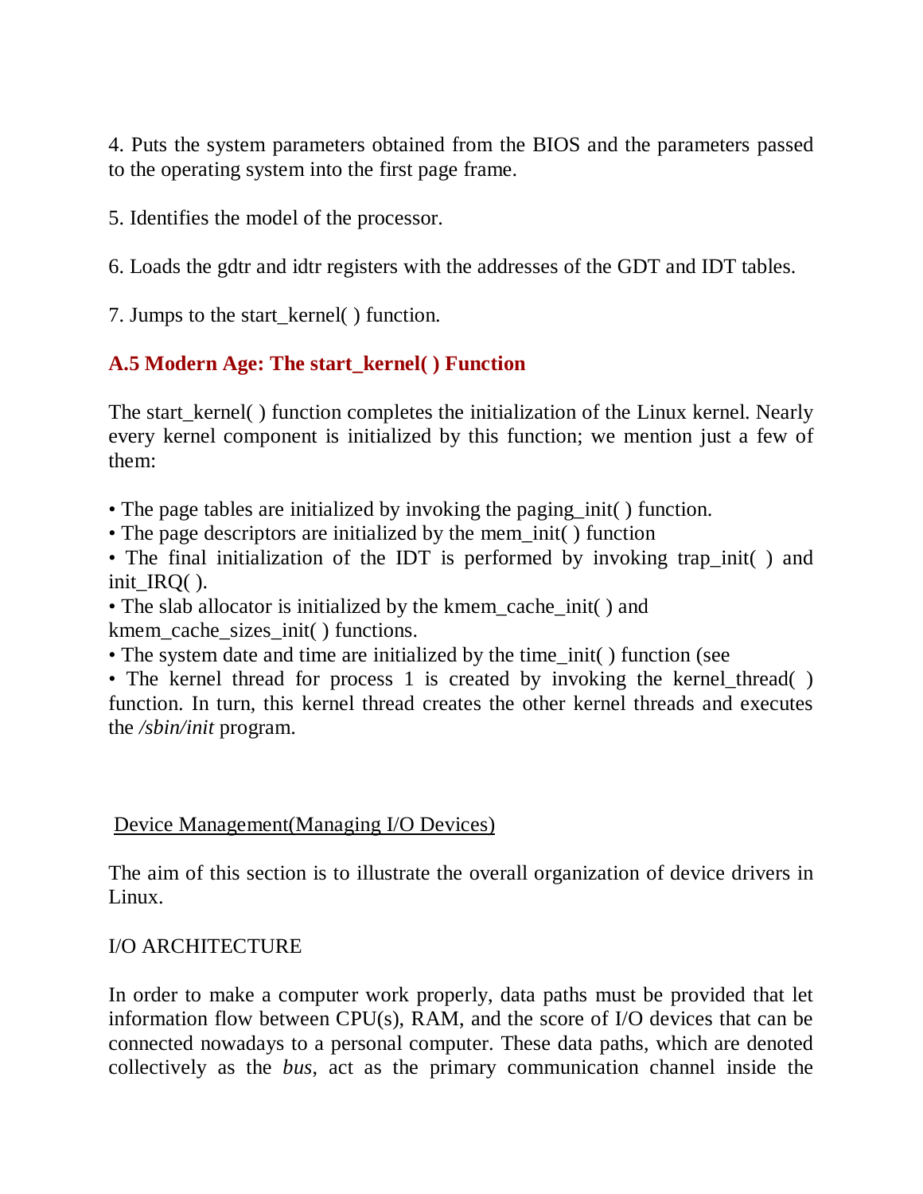4. Puts the system parameters obtained from the BIOS and the parameters passed to the operating system into the first page frame.

5. Identifies the model of the processor.

6. Loads the gdtr and idtr registers with the addresses of the GDT and IDT tables.

7. Jumps to the start_kernel( ) function.

### A.5 Modern Age: The start_kernel( ) Function

The start_kernel( ) function completes the initialization of the Linux kernel. Nearly every kernel component is initialized by this function; we mention just a few of them:

• The page tables are initialized by invoking the paging_init( ) function.
• The page descriptors are initialized by the mem_init( ) function
• The final initialization of the IDT is performed by invoking trap_init( ) and init_IRQ( ).
• The slab allocator is initialized by the kmem_cache_init( ) and kmem_cache_sizes_init( ) functions.
• The system date and time are initialized by the time_init( ) function (see
• The kernel thread for process 1 is created by invoking the kernel_thread( ) function. In turn, this kernel thread creates the other kernel threads and executes the */sbin/init* program.

## Device Management(Managing I/O Devices)

The aim of this section is to illustrate the overall organization of device drivers in Linux.

I/O ARCHITECTURE

In order to make a computer work properly, data paths must be provided that let information flow between CPU(s), RAM, and the score of I/O devices that can be connected nowadays to a personal computer. These data paths, which are denoted collectively as the *bus*, act as the primary communication channel inside the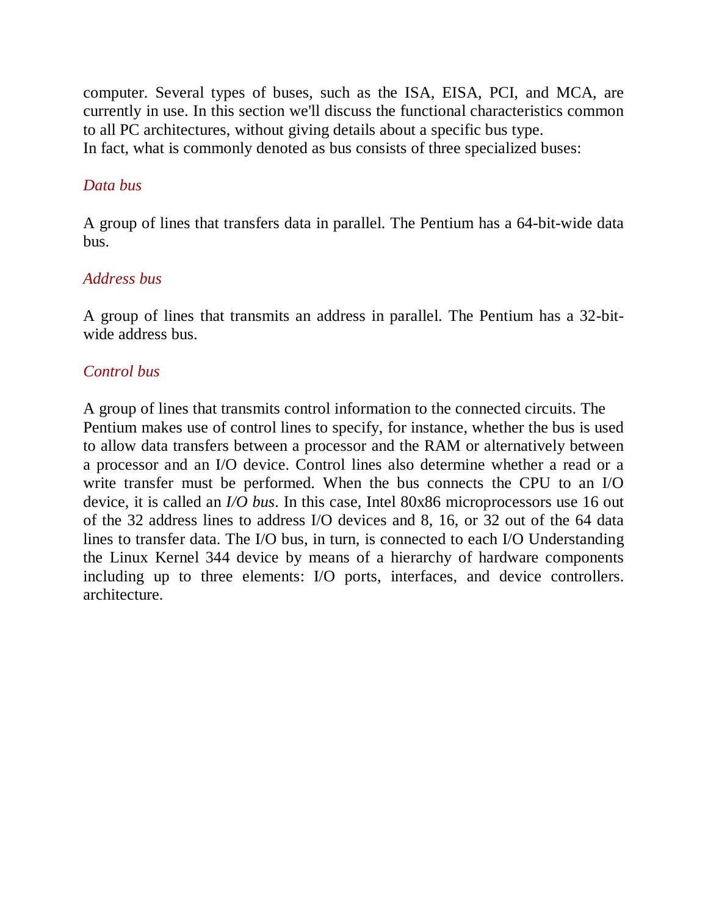computer. Several types of buses, such as the ISA, EISA, PCI, and MCA, are currently in use. In this section we'll discuss the functional characteristics common to all PC architectures, without giving details about a specific bus type.
In fact, what is commonly denoted as bus consists of three specialized buses:

*Data bus*

A group of lines that transfers data in parallel. The Pentium has a 64-bit-wide data bus.

*Address bus*

A group of lines that transmits an address in parallel. The Pentium has a 32-bit-wide address bus.

*Control bus*

A group of lines that transmits control information to the connected circuits. The Pentium makes use of control lines to specify, for instance, whether the bus is used to allow data transfers between a processor and the RAM or alternatively between a processor and an I/O device. Control lines also determine whether a read or a write transfer must be performed. When the bus connects the CPU to an I/O device, it is called an *I/O bus*. In this case, Intel 80x86 microprocessors use 16 out of the 32 address lines to address I/O devices and 8, 16, or 32 out of the 64 data lines to transfer data. The I/O bus, in turn, is connected to each I/O Understanding the Linux Kernel 344 device by means of a hierarchy of hardware components including up to three elements: I/O ports, interfaces, and device controllers. architecture.